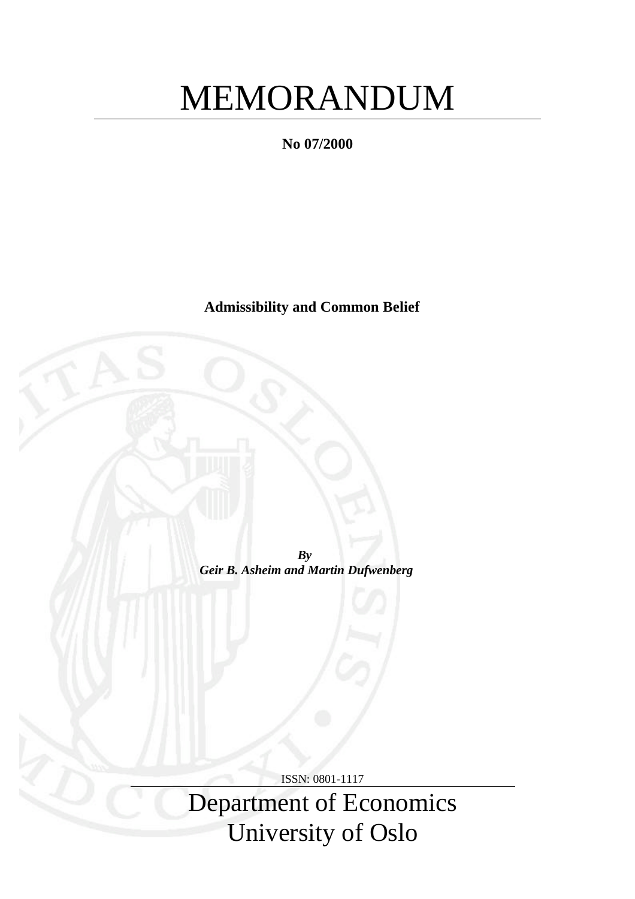# MEMORANDUM

**No 07/2000**

**Admissibility and Common Belief**

***By***
***Geir B. Asheim and Martin Dufwenberg***

ISSN: 0801-1117

Department of Economics
University of Oslo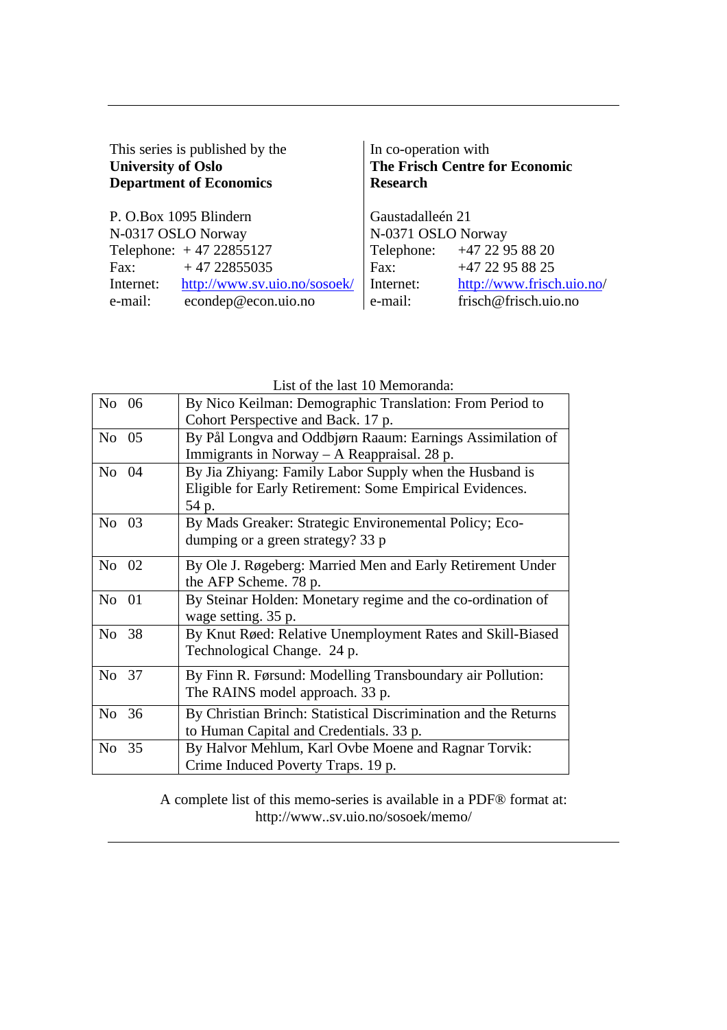This series is published by the
**University of Oslo**
**Department of Economics**

P. O.Box 1095 Blindern
N-0317 OSLO Norway
Telephone: + 47 22855127
Fax: + 47 22855035
Internet: http://www.sv.uio.no/sosoek/
e-mail: econdep@econ.uio.no

In co-operation with
**The Frisch Centre for Economic Research**

Gaustadalleén 21
N-0371 OSLO Norway
Telephone: +47 22 95 88 20
Fax: +47 22 95 88 25
Internet: http://www.frisch.uio.no/
e-mail: frisch@frisch.uio.no

List of the last 10 Memoranda:

| No | Memorandum |
|---|---|
| No 06 | By Nico Keilman: Demographic Translation: From Period to Cohort Perspective and Back. 17 p. |
| No 05 | By Pål Longva and Oddbjørn Raaum: Earnings Assimilation of Immigrants in Norway – A Reappraisal. 28 p. |
| No 04 | By Jia Zhiyang: Family Labor Supply when the Husband is Eligible for Early Retirement: Some Empirical Evidences. 54 p. |
| No 03 | By Mads Greaker: Strategic Environemental Policy; Eco-dumping or a green strategy? 33 p |
| No 02 | By Ole J. Røgeberg: Married Men and Early Retirement Under the AFP Scheme. 78 p. |
| No 01 | By Steinar Holden: Monetary regime and the co-ordination of wage setting. 35 p. |
| No 38 | By Knut Røed: Relative Unemployment Rates and Skill-Biased Technological Change. 24 p. |
| No 37 | By Finn R. Førsund: Modelling Transboundary air Pollution: The RAINS model approach. 33 p. |
| No 36 | By Christian Brinch: Statistical Discrimination and the Returns to Human Capital and Credentials. 33 p. |
| No 35 | By Halvor Mehlum, Karl Ovbe Moene and Ragnar Torvik: Crime Induced Poverty Traps. 19 p. |

A complete list of this memo-series is available in a PDF® format at:
http://www..sv.uio.no/sosoek/memo/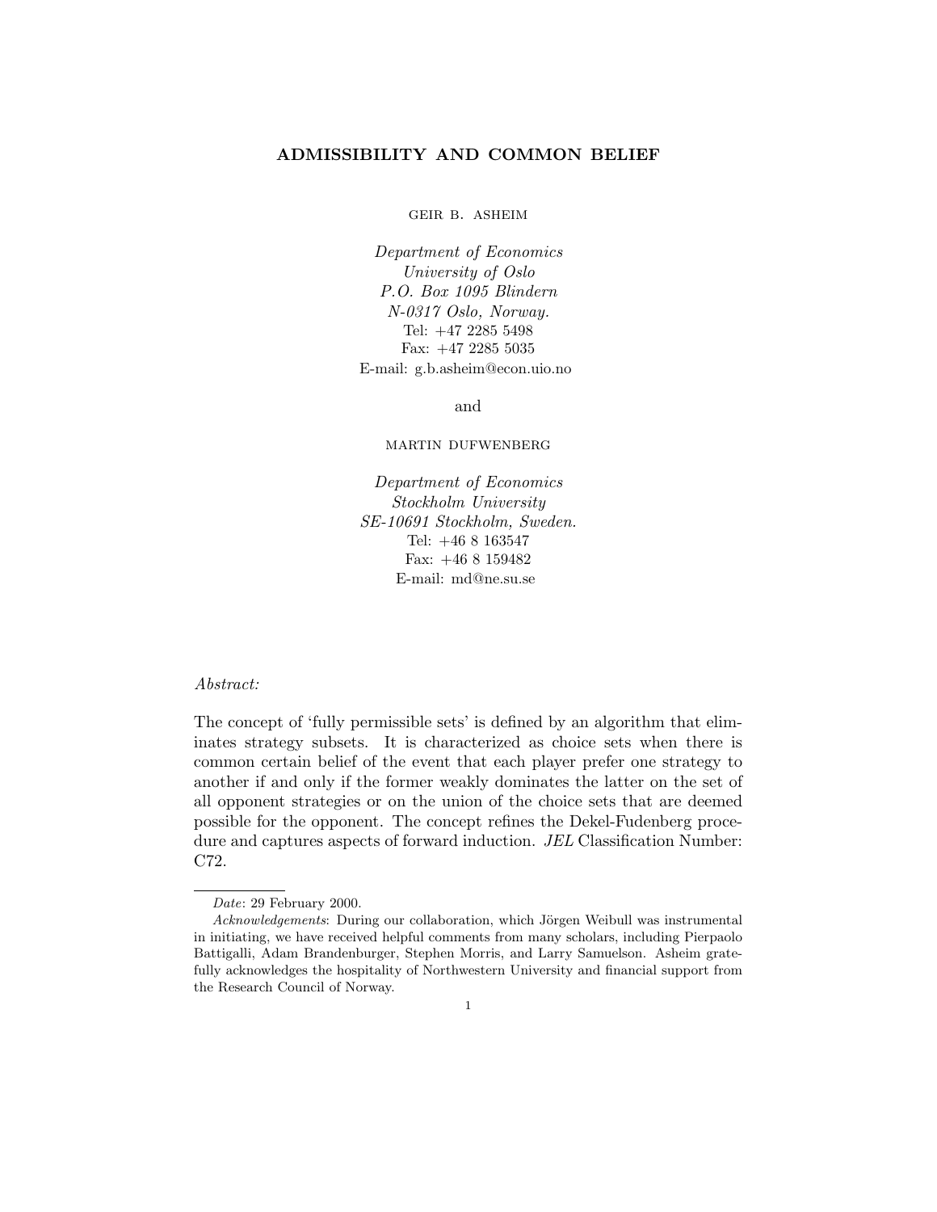# ADMISSIBILITY AND COMMON BELIEF

GEIR B. ASHEIM

*Department of Economics*
*University of Oslo*
*P.O. Box 1095 Blindern*
*N-0317 Oslo, Norway.*
Tel: +47 2285 5498
Fax: +47 2285 5035
E-mail: g.b.asheim@econ.uio.no

and

MARTIN DUFWENBERG

*Department of Economics*
*Stockholm University*
*SE-10691 Stockholm, Sweden.*
Tel: +46 8 163547
Fax: +46 8 159482
E-mail: md@ne.su.se

*Abstract:*

The concept of 'fully permissible sets' is defined by an algorithm that eliminates strategy subsets. It is characterized as choice sets when there is common certain belief of the event that each player prefer one strategy to another if and only if the former weakly dominates the latter on the set of all opponent strategies or on the union of the choice sets that are deemed possible for the opponent. The concept refines the Dekel-Fudenberg procedure and captures aspects of forward induction. *JEL* Classification Number: C72.

---

*Date*: 29 February 2000.

*Acknowledgements*: During our collaboration, which Jörgen Weibull was instrumental in initiating, we have received helpful comments from many scholars, including Pierpaolo Battigalli, Adam Brandenburger, Stephen Morris, and Larry Samuelson. Asheim gratefully acknowledges the hospitality of Northwestern University and financial support from the Research Council of Norway.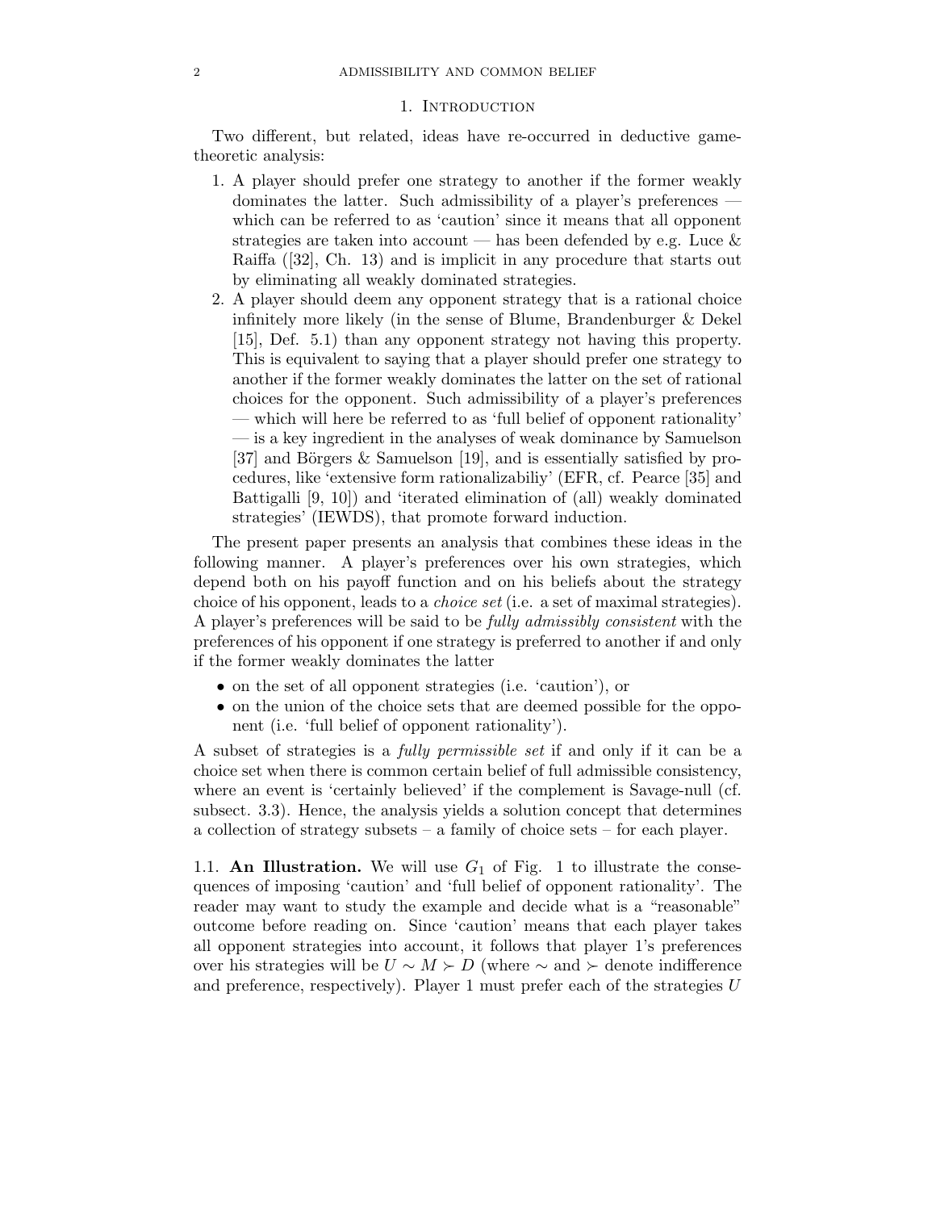## 1. Introduction

Two different, but related, ideas have re-occurred in deductive game-theoretic analysis:

1. A player should prefer one strategy to another if the former weakly dominates the latter. Such admissibility of a player's preferences — which can be referred to as 'caution' since it means that all opponent strategies are taken into account — has been defended by e.g. Luce & Raiffa ([32], Ch. 13) and is implicit in any procedure that starts out by eliminating all weakly dominated strategies.
2. A player should deem any opponent strategy that is a rational choice infinitely more likely (in the sense of Blume, Brandenburger & Dekel [15], Def. 5.1) than any opponent strategy not having this property. This is equivalent to saying that a player should prefer one strategy to another if the former weakly dominates the latter on the set of rational choices for the opponent. Such admissibility of a player's preferences — which will here be referred to as 'full belief of opponent rationality' — is a key ingredient in the analyses of weak dominance by Samuelson [37] and Börgers & Samuelson [19], and is essentially satisfied by procedures, like 'extensive form rationalizabiliy' (EFR, cf. Pearce [35] and Battigalli [9, 10]) and 'iterated elimination of (all) weakly dominated strategies' (IEWDS), that promote forward induction.

The present paper presents an analysis that combines these ideas in the following manner. A player's preferences over his own strategies, which depend both on his payoff function and on his beliefs about the strategy choice of his opponent, leads to a *choice set* (i.e. a set of maximal strategies). A player's preferences will be said to be *fully admissibly consistent* with the preferences of his opponent if one strategy is preferred to another if and only if the former weakly dominates the latter

- on the set of all opponent strategies (i.e. 'caution'), or
- on the union of the choice sets that are deemed possible for the opponent (i.e. 'full belief of opponent rationality').

A subset of strategies is a *fully permissible set* if and only if it can be a choice set when there is common certain belief of full admissible consistency, where an event is 'certainly believed' if the complement is Savage-null (cf. subsect. 3.3). Hence, the analysis yields a solution concept that determines a collection of strategy subsets – a family of choice sets – for each player.

### 1.1. An Illustration.

We will use $G_1$ of Fig. 1 to illustrate the consequences of imposing 'caution' and 'full belief of opponent rationality'. The reader may want to study the example and decide what is a "reasonable" outcome before reading on. Since 'caution' means that each player takes all opponent strategies into account, it follows that player 1's preferences over his strategies will be $U \sim M \succ D$ (where $\sim$ and $\succ$ denote indifference and preference, respectively). Player 1 must prefer each of the strategies $U$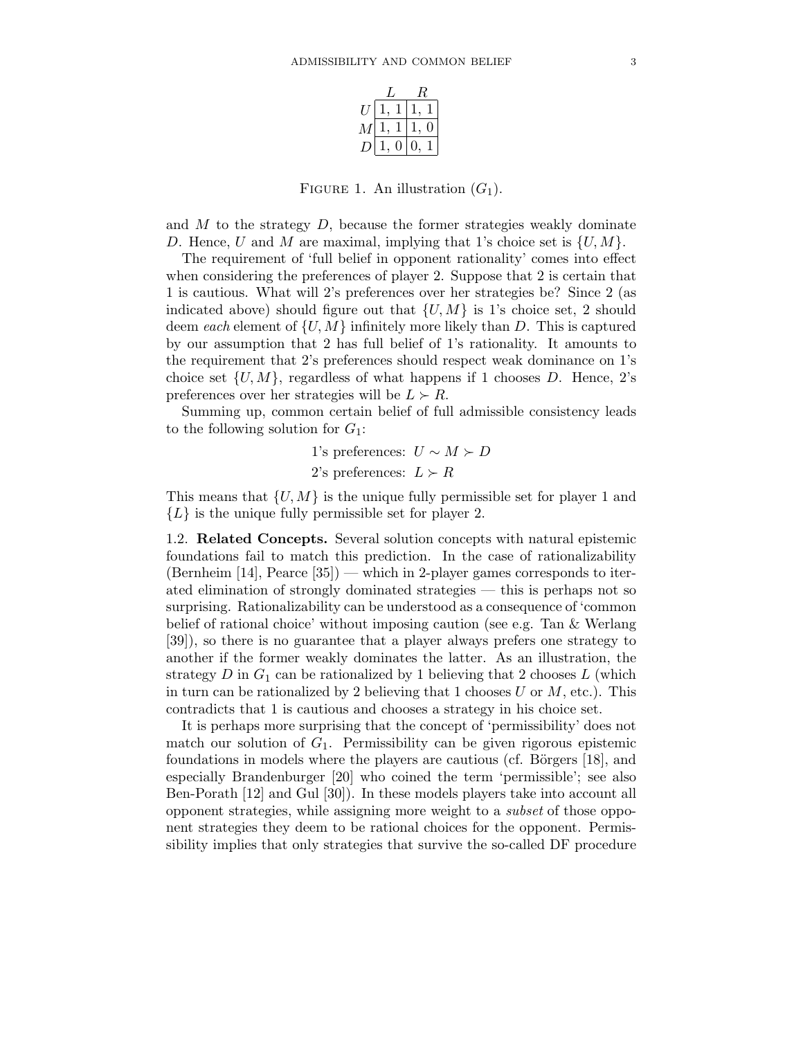|  | $L$ | $R$ |
| --- | --- | --- |
| $U$ | 1, 1 | 1, 1 |
| $M$ | 1, 1 | 1, 0 |
| $D$ | 1, 0 | 0, 1 |

FIGURE 1. An illustration ($G_1$).

and $M$ to the strategy $D$, because the former strategies weakly dominate $D$. Hence, $U$ and $M$ are maximal, implying that 1's choice set is $\{U, M\}$.

The requirement of 'full belief in opponent rationality' comes into effect when considering the preferences of player 2. Suppose that 2 is certain that 1 is cautious. What will 2's preferences over her strategies be? Since 2 (as indicated above) should figure out that $\{U, M\}$ is 1's choice set, 2 should deem *each* element of $\{U, M\}$ infinitely more likely than $D$. This is captured by our assumption that 2 has full belief of 1's rationality. It amounts to the requirement that 2's preferences should respect weak dominance on 1's choice set $\{U, M\}$, regardless of what happens if 1 chooses $D$. Hence, 2's preferences over her strategies will be $L \succ R$.

Summing up, common certain belief of full admissible consistency leads to the following solution for $G_1$:

1's preferences: $U \sim M \succ D$

2's preferences: $L \succ R$

This means that $\{U, M\}$ is the unique fully permissible set for player 1 and $\{L\}$ is the unique fully permissible set for player 2.

### 1.2. Related Concepts.

Several solution concepts with natural epistemic foundations fail to match this prediction. In the case of rationalizability (Bernheim [14], Pearce [35]) — which in 2-player games corresponds to iterated elimination of strongly dominated strategies — this is perhaps not so surprising. Rationalizability can be understood as a consequence of 'common belief of rational choice' without imposing caution (see e.g. Tan & Werlang [39]), so there is no guarantee that a player always prefers one strategy to another if the former weakly dominates the latter. As an illustration, the strategy $D$ in $G_1$ can be rationalized by 1 believing that 2 chooses $L$ (which in turn can be rationalized by 2 believing that 1 chooses $U$ or $M$, etc.). This contradicts that 1 is cautious and chooses a strategy in his choice set.

It is perhaps more surprising that the concept of 'permissibility' does not match our solution of $G_1$. Permissibility can be given rigorous epistemic foundations in models where the players are cautious (cf. Börgers [18], and especially Brandenburger [20] who coined the term 'permissible'; see also Ben-Porath [12] and Gul [30]). In these models players take into account all opponent strategies, while assigning more weight to a *subset* of those opponent strategies they deem to be rational choices for the opponent. Permissibility implies that only strategies that survive the so-called DF procedure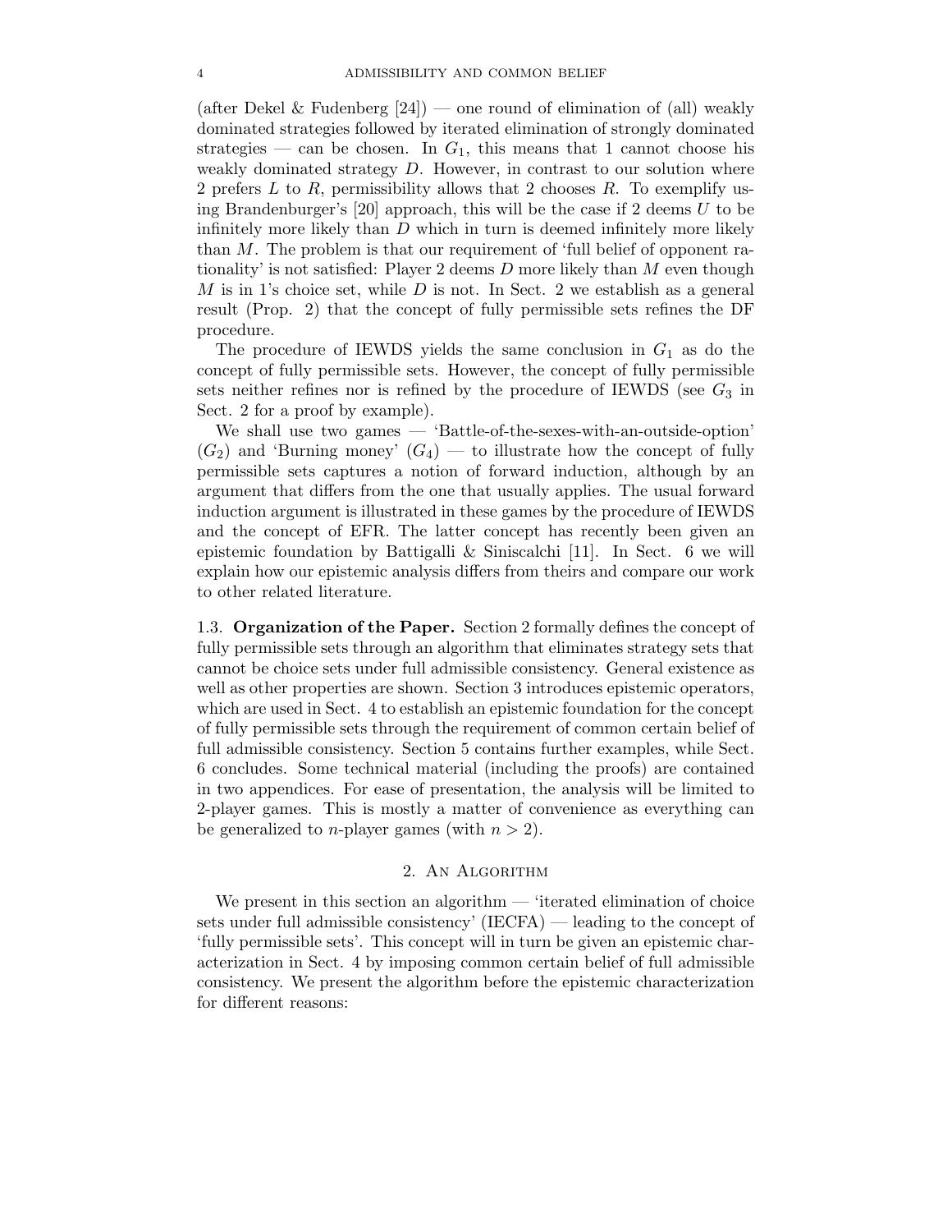(after Dekel & Fudenberg [24]) — one round of elimination of (all) weakly dominated strategies followed by iterated elimination of strongly dominated strategies — can be chosen. In $G_1$, this means that 1 cannot choose his weakly dominated strategy $D$. However, in contrast to our solution where 2 prefers $L$ to $R$, permissibility allows that 2 chooses $R$. To exemplify using Brandenburger's [20] approach, this will be the case if 2 deems $U$ to be infinitely more likely than $D$ which in turn is deemed infinitely more likely than $M$. The problem is that our requirement of 'full belief of opponent rationality' is not satisfied: Player 2 deems $D$ more likely than $M$ even though $M$ is in 1's choice set, while $D$ is not. In Sect. 2 we establish as a general result (Prop. 2) that the concept of fully permissible sets refines the DF procedure.

The procedure of IEWDS yields the same conclusion in $G_1$ as do the concept of fully permissible sets. However, the concept of fully permissible sets neither refines nor is refined by the procedure of IEWDS (see $G_3$ in Sect. 2 for a proof by example).

We shall use two games — 'Battle-of-the-sexes-with-an-outside-option' ($G_2$) and 'Burning money' ($G_4$) — to illustrate how the concept of fully permissible sets captures a notion of forward induction, although by an argument that differs from the one that usually applies. The usual forward induction argument is illustrated in these games by the procedure of IEWDS and the concept of EFR. The latter concept has recently been given an epistemic foundation by Battigalli & Siniscalchi [11]. In Sect. 6 we will explain how our epistemic analysis differs from theirs and compare our work to other related literature.

1.3. **Organization of the Paper.** Section 2 formally defines the concept of fully permissible sets through an algorithm that eliminates strategy sets that cannot be choice sets under full admissible consistency. General existence as well as other properties are shown. Section 3 introduces epistemic operators, which are used in Sect. 4 to establish an epistemic foundation for the concept of fully permissible sets through the requirement of common certain belief of full admissible consistency. Section 5 contains further examples, while Sect. 6 concludes. Some technical material (including the proofs) are contained in two appendices. For ease of presentation, the analysis will be limited to 2-player games. This is mostly a matter of convenience as everything can be generalized to $n$-player games (with $n > 2$).

## 2. An Algorithm

We present in this section an algorithm — 'iterated elimination of choice sets under full admissible consistency' (IECFA) — leading to the concept of 'fully permissible sets'. This concept will in turn be given an epistemic characterization in Sect. 4 by imposing common certain belief of full admissible consistency. We present the algorithm before the epistemic characterization for different reasons: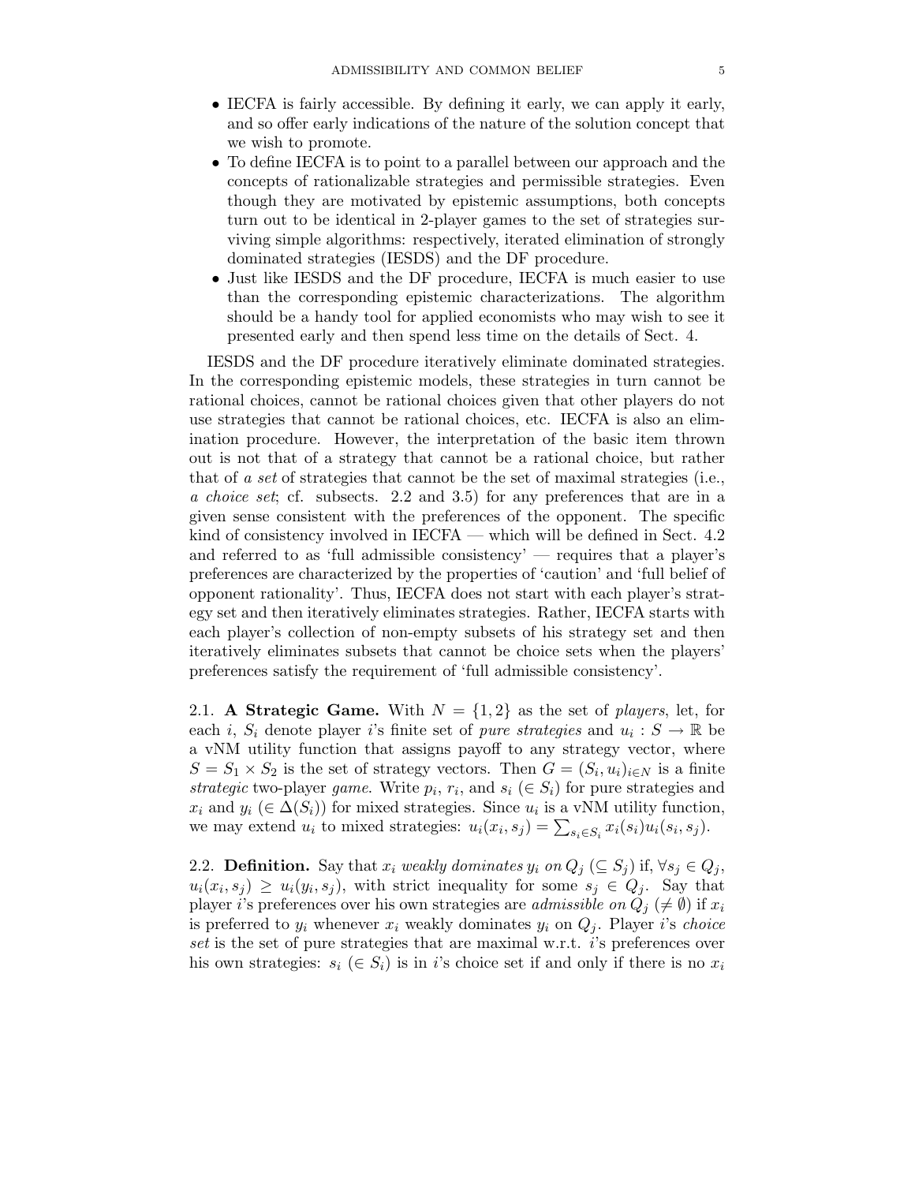- IECFA is fairly accessible. By defining it early, we can apply it early, and so offer early indications of the nature of the solution concept that we wish to promote.
- To define IECFA is to point to a parallel between our approach and the concepts of rationalizable strategies and permissible strategies. Even though they are motivated by epistemic assumptions, both concepts turn out to be identical in 2-player games to the set of strategies surviving simple algorithms: respectively, iterated elimination of strongly dominated strategies (IESDS) and the DF procedure.
- Just like IESDS and the DF procedure, IECFA is much easier to use than the corresponding epistemic characterizations. The algorithm should be a handy tool for applied economists who may wish to see it presented early and then spend less time on the details of Sect. 4.

IESDS and the DF procedure iteratively eliminate dominated strategies. In the corresponding epistemic models, these strategies in turn cannot be rational choices, cannot be rational choices given that other players do not use strategies that cannot be rational choices, etc. IECFA is also an elimination procedure. However, the interpretation of the basic item thrown out is not that of a strategy that cannot be a rational choice, but rather that of *a set* of strategies that cannot be the set of maximal strategies (i.e., *a choice set*; cf. subsects. 2.2 and 3.5) for any preferences that are in a given sense consistent with the preferences of the opponent. The specific kind of consistency involved in IECFA — which will be defined in Sect. 4.2 and referred to as 'full admissible consistency' — requires that a player's preferences are characterized by the properties of 'caution' and 'full belief of opponent rationality'. Thus, IECFA does not start with each player's strategy set and then iteratively eliminates strategies. Rather, IECFA starts with each player's collection of non-empty subsets of his strategy set and then iteratively eliminates subsets that cannot be choice sets when the players' preferences satisfy the requirement of 'full admissible consistency'.

2.1. **A Strategic Game.** With $N = \{1, 2\}$ as the set of *players*, let, for each $i$, $S_i$ denote player $i$'s finite set of *pure strategies* and $u_i : S \to \mathbb{R}$ be a vNM utility function that assigns payoff to any strategy vector, where $S = S_1 \times S_2$ is the set of strategy vectors. Then $G = (S_i, u_i)_{i \in N}$ is a finite *strategic* two-player *game*. Write $p_i$, $r_i$, and $s_i$ $(\in S_i)$ for pure strategies and $x_i$ and $y_i$ $(\in \Delta(S_i))$ for mixed strategies. Since $u_i$ is a vNM utility function, we may extend $u_i$ to mixed strategies: $u_i(x_i, s_j) = \sum_{s_i \in S_i} x_i(s_i) u_i(s_i, s_j)$.

2.2. **Definition.** Say that $x_i$ *weakly dominates* $y_i$ *on* $Q_j$ $(\subseteq S_j)$ if, $\forall s_j \in Q_j$, $u_i(x_i, s_j) \geq u_i(y_i, s_j)$, with strict inequality for some $s_j \in Q_j$. Say that player $i$'s preferences over his own strategies are *admissible on* $Q_j$ $(\neq \emptyset)$ if $x_i$ is preferred to $y_i$ whenever $x_i$ weakly dominates $y_i$ on $Q_j$. Player $i$'s *choice set* is the set of pure strategies that are maximal w.r.t. $i$'s preferences over his own strategies: $s_i$ $(\in S_i)$ is in $i$'s choice set if and only if there is no $x_i$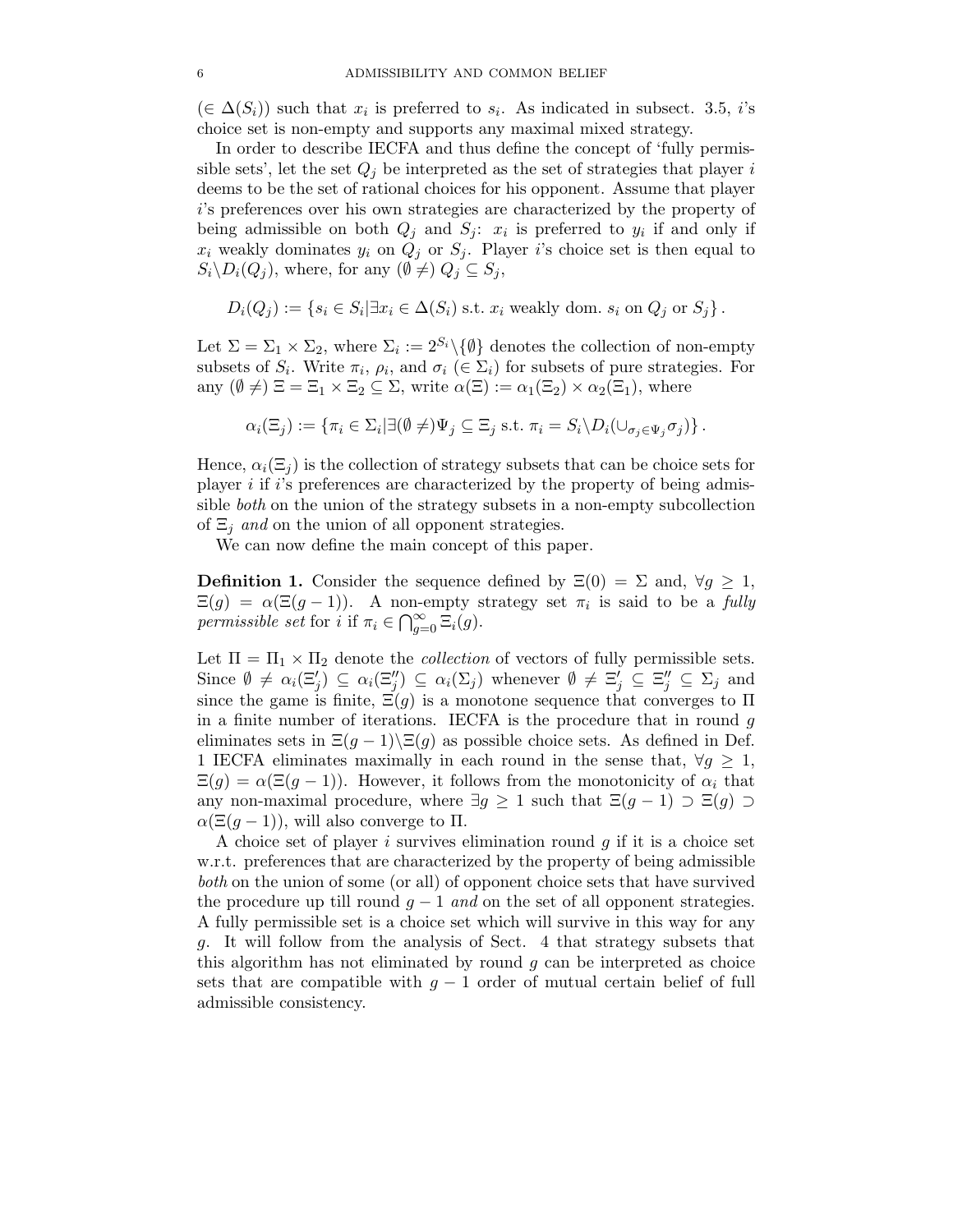($\in \Delta(S_i)$) such that $x_i$ is preferred to $s_i$. As indicated in subsect. 3.5, $i$'s choice set is non-empty and supports any maximal mixed strategy.

In order to describe IECFA and thus define the concept of 'fully permissible sets', let the set $Q_j$ be interpreted as the set of strategies that player $i$ deems to be the set of rational choices for his opponent. Assume that player $i$'s preferences over his own strategies are characterized by the property of being admissible on both $Q_j$ and $S_j$: $x_i$ is preferred to $y_i$ if and only if $x_i$ weakly dominates $y_i$ on $Q_j$ or $S_j$. Player $i$'s choice set is then equal to $S_i \backslash D_i(Q_j)$, where, for any $(\emptyset \neq)\, Q_j \subseteq S_j$,

$$D_i(Q_j) := \{s_i \in S_i | \exists x_i \in \Delta(S_i) \text{ s.t. } x_i \text{ weakly dom. } s_i \text{ on } Q_j \text{ or } S_j\}.$$

Let $\Sigma = \Sigma_1 \times \Sigma_2$, where $\Sigma_i := 2^{S_i} \backslash \{\emptyset\}$ denotes the collection of non-empty subsets of $S_i$. Write $\pi_i$, $\rho_i$, and $\sigma_i$ ($\in \Sigma_i$) for subsets of pure strategies. For any $(\emptyset \neq)\, \Xi = \Xi_1 \times \Xi_2 \subseteq \Sigma$, write $\alpha(\Xi) := \alpha_1(\Xi_2) \times \alpha_2(\Xi_1)$, where

$$\alpha_i(\Xi_j) := \{\pi_i \in \Sigma_i | \exists (\emptyset \neq) \Psi_j \subseteq \Xi_j \text{ s.t. } \pi_i = S_i \backslash D_i(\cup_{\sigma_j \in \Psi_j} \sigma_j)\}.$$

Hence, $\alpha_i(\Xi_j)$ is the collection of strategy subsets that can be choice sets for player $i$ if $i$'s preferences are characterized by the property of being admissible *both* on the union of the strategy subsets in a non-empty subcollection of $\Xi_j$ *and* on the union of all opponent strategies.

We can now define the main concept of this paper.

**Definition 1.** Consider the sequence defined by $\Xi(0) = \Sigma$ and, $\forall g \geq 1$, $\Xi(g) = \alpha(\Xi(g-1))$. A non-empty strategy set $\pi_i$ is said to be a *fully permissible set* for $i$ if $\pi_i \in \bigcap_{g=0}^{\infty} \Xi_i(g)$.

Let $\Pi = \Pi_1 \times \Pi_2$ denote the *collection* of vectors of fully permissible sets. Since $\emptyset \neq \alpha_i(\Xi'_j) \subseteq \alpha_i(\Xi''_j) \subseteq \alpha_i(\Sigma_j)$ whenever $\emptyset \neq \Xi'_j \subseteq \Xi''_j \subseteq \Sigma_j$ and since the game is finite, $\Xi(g)$ is a monotone sequence that converges to $\Pi$ in a finite number of iterations. IECFA is the procedure that in round $g$ eliminates sets in $\Xi(g-1) \backslash \Xi(g)$ as possible choice sets. As defined in Def. 1 IECFA eliminates maximally in each round in the sense that, $\forall g \geq 1$, $\Xi(g) = \alpha(\Xi(g-1))$. However, it follows from the monotonicity of $\alpha_i$ that any non-maximal procedure, where $\exists g \geq 1$ such that $\Xi(g-1) \supset \Xi(g) \supset \alpha(\Xi(g-1))$, will also converge to $\Pi$.

A choice set of player $i$ survives elimination round $g$ if it is a choice set w.r.t. preferences that are characterized by the property of being admissible *both* on the union of some (or all) of opponent choice sets that have survived the procedure up till round $g-1$ *and* on the set of all opponent strategies. A fully permissible set is a choice set which will survive in this way for any $g$. It will follow from the analysis of Sect. 4 that strategy subsets that this algorithm has not eliminated by round $g$ can be interpreted as choice sets that are compatible with $g-1$ order of mutual certain belief of full admissible consistency.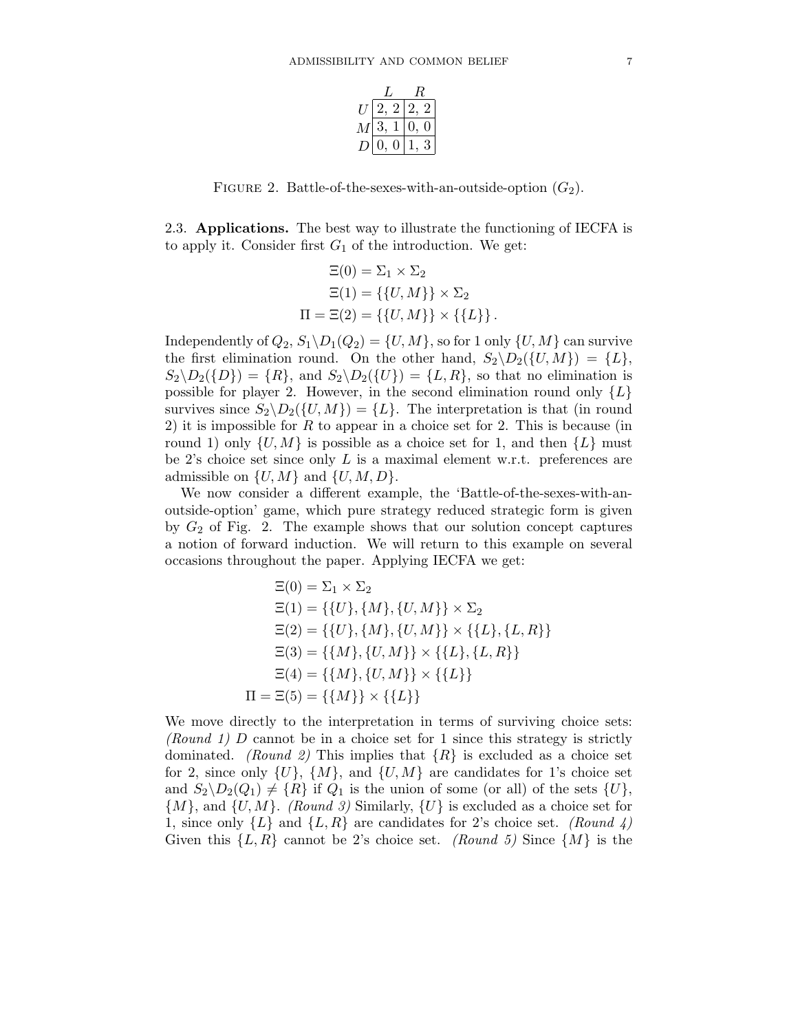| | $L$ | $R$ |
|---|---|---|
| $U$ | 2, 2 | 2, 2 |
| $M$ | 3, 1 | 0, 0 |
| $D$ | 0, 0 | 1, 3 |

FIGURE 2. Battle-of-the-sexes-with-an-outside-option ($G_2$).

2.3. **Applications.** The best way to illustrate the functioning of IECFA is to apply it. Consider first $G_1$ of the introduction. We get:

$$\Xi(0) = \Sigma_1 \times \Sigma_2$$
$$\Xi(1) = \{\{U, M\}\} \times \Sigma_2$$
$$\Pi = \Xi(2) = \{\{U, M\}\} \times \{\{L\}\}.$$

Independently of $Q_2$, $S_1 \backslash D_1(Q_2) = \{U, M\}$, so for 1 only $\{U, M\}$ can survive the first elimination round. On the other hand, $S_2 \backslash D_2(\{U, M\}) = \{L\}$, $S_2 \backslash D_2(\{D\}) = \{R\}$, and $S_2 \backslash D_2(\{U\}) = \{L, R\}$, so that no elimination is possible for player 2. However, in the second elimination round only $\{L\}$ survives since $S_2 \backslash D_2(\{U, M\}) = \{L\}$. The interpretation is that (in round 2) it is impossible for $R$ to appear in a choice set for 2. This is because (in round 1) only $\{U, M\}$ is possible as a choice set for 1, and then $\{L\}$ must be 2's choice set since only $L$ is a maximal element w.r.t. preferences are admissible on $\{U, M\}$ and $\{U, M, D\}$.

We now consider a different example, the 'Battle-of-the-sexes-with-an-outside-option' game, which pure strategy reduced strategic form is given by $G_2$ of Fig. 2. The example shows that our solution concept captures a notion of forward induction. We will return to this example on several occasions throughout the paper. Applying IECFA we get:

$$\Xi(0) = \Sigma_1 \times \Sigma_2$$
$$\Xi(1) = \{\{U\}, \{M\}, \{U, M\}\} \times \Sigma_2$$
$$\Xi(2) = \{\{U\}, \{M\}, \{U, M\}\} \times \{\{L\}, \{L, R\}\}$$
$$\Xi(3) = \{\{M\}, \{U, M\}\} \times \{\{L\}, \{L, R\}\}$$
$$\Xi(4) = \{\{M\}, \{U, M\}\} \times \{\{L\}\}$$
$$\Pi = \Xi(5) = \{\{M\}\} \times \{\{L\}\}$$

We move directly to the interpretation in terms of surviving choice sets: *(Round 1)* $D$ cannot be in a choice set for 1 since this strategy is strictly dominated. *(Round 2)* This implies that $\{R\}$ is excluded as a choice set for 2, since only $\{U\}$, $\{M\}$, and $\{U, M\}$ are candidates for 1's choice set and $S_2 \backslash D_2(Q_1) \neq \{R\}$ if $Q_1$ is the union of some (or all) of the sets $\{U\}$, $\{M\}$, and $\{U, M\}$. *(Round 3)* Similarly, $\{U\}$ is excluded as a choice set for 1, since only $\{L\}$ and $\{L, R\}$ are candidates for 2's choice set. *(Round 4)* Given this $\{L, R\}$ cannot be 2's choice set. *(Round 5)* Since $\{M\}$ is the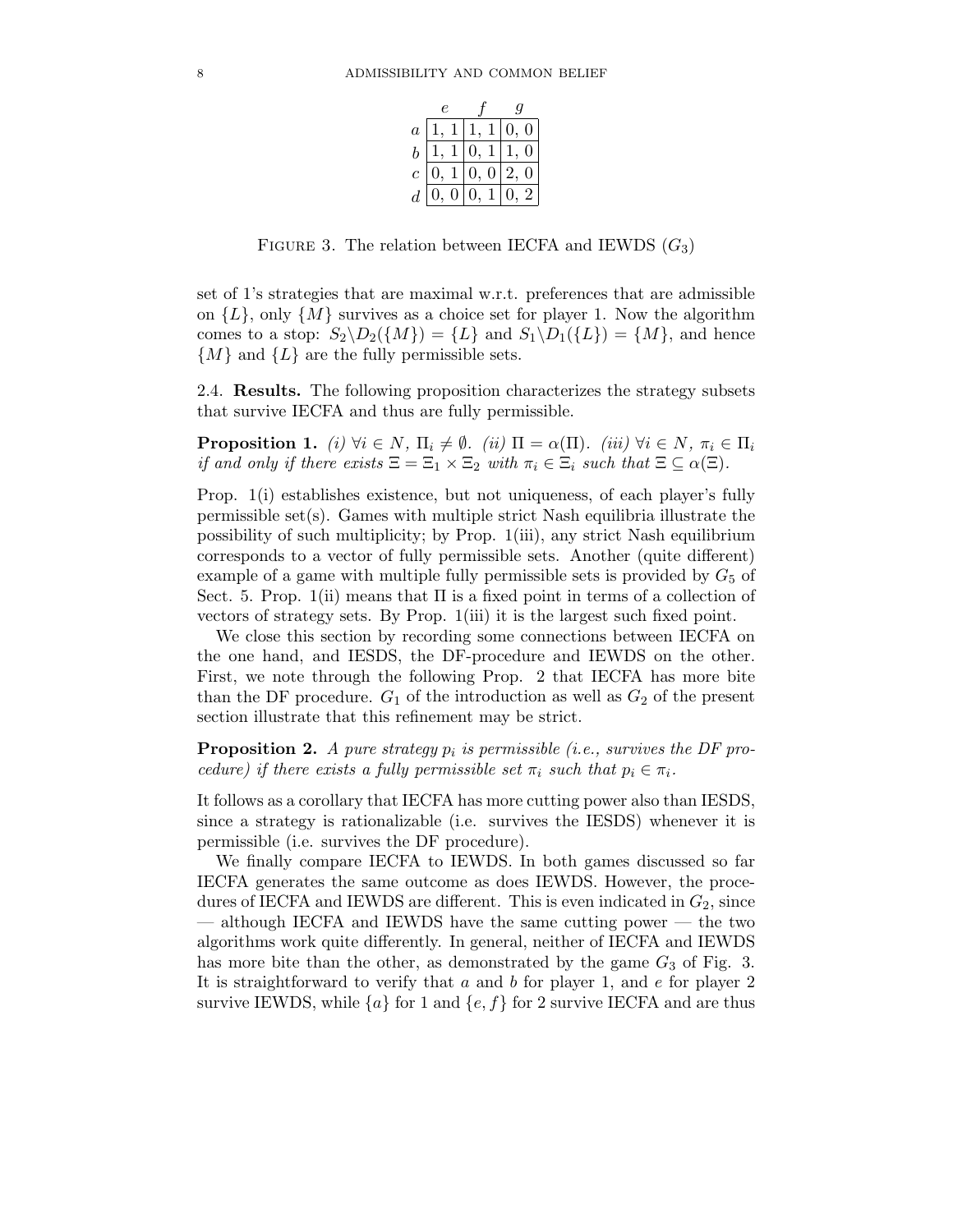|  | $e$ | $f$ | $g$ |
|---|---|---|---|
| $a$ | 1, 1 | 1, 1 | 0, 0 |
| $b$ | 1, 1 | 0, 1 | 1, 0 |
| $c$ | 0, 1 | 0, 0 | 2, 0 |
| $d$ | 0, 0 | 0, 1 | 0, 2 |

FIGURE 3. The relation between IECFA and IEWDS ($G_3$)

set of 1's strategies that are maximal w.r.t. preferences that are admissible on $\{L\}$, only $\{M\}$ survives as a choice set for player 1. Now the algorithm comes to a stop: $S_2 \backslash D_2(\{M\}) = \{L\}$ and $S_1 \backslash D_1(\{L\}) = \{M\}$, and hence $\{M\}$ and $\{L\}$ are the fully permissible sets.

### 2.4. Results.

The following proposition characterizes the strategy subsets that survive IECFA and thus are fully permissible.

**Proposition 1.** *(i) $\forall i \in N$, $\Pi_i \neq \emptyset$. (ii) $\Pi = \alpha(\Pi)$. (iii) $\forall i \in N$, $\pi_i \in \Pi_i$ if and only if there exists $\Xi = \Xi_1 \times \Xi_2$ with $\pi_i \in \Xi_i$ such that $\Xi \subseteq \alpha(\Xi)$.*

Prop. 1(i) establishes existence, but not uniqueness, of each player's fully permissible set(s). Games with multiple strict Nash equilibria illustrate the possibility of such multiplicity; by Prop. 1(iii), any strict Nash equilibrium corresponds to a vector of fully permissible sets. Another (quite different) example of a game with multiple fully permissible sets is provided by $G_5$ of Sect. 5. Prop. 1(ii) means that $\Pi$ is a fixed point in terms of a collection of vectors of strategy sets. By Prop. 1(iii) it is the largest such fixed point.

We close this section by recording some connections between IECFA on the one hand, and IESDS, the DF-procedure and IEWDS on the other. First, we note through the following Prop. 2 that IECFA has more bite than the DF procedure. $G_1$ of the introduction as well as $G_2$ of the present section illustrate that this refinement may be strict.

**Proposition 2.** *A pure strategy $p_i$ is permissible (i.e., survives the DF procedure) if there exists a fully permissible set $\pi_i$ such that $p_i \in \pi_i$.*

It follows as a corollary that IECFA has more cutting power also than IESDS, since a strategy is rationalizable (i.e. survives the IESDS) whenever it is permissible (i.e. survives the DF procedure).

We finally compare IECFA to IEWDS. In both games discussed so far IECFA generates the same outcome as does IEWDS. However, the procedures of IECFA and IEWDS are different. This is even indicated in $G_2$, since — although IECFA and IEWDS have the same cutting power — the two algorithms work quite differently. In general, neither of IECFA and IEWDS has more bite than the other, as demonstrated by the game $G_3$ of Fig. 3. It is straightforward to verify that $a$ and $b$ for player 1, and $e$ for player 2 survive IEWDS, while $\{a\}$ for 1 and $\{e, f\}$ for 2 survive IECFA and are thus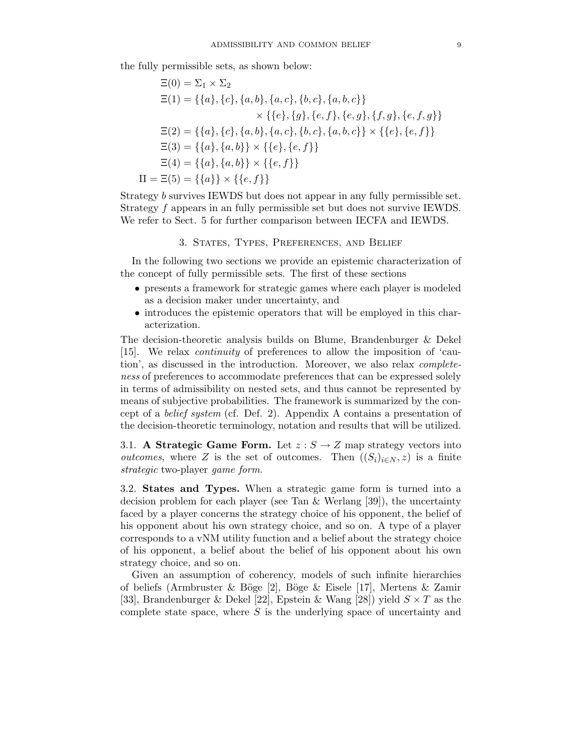the fully permissible sets, as shown below:

$$
\begin{aligned}
\Xi(0) &= \Sigma_1 \times \Sigma_2 \\
\Xi(1) &= \{\{a\},\{c\},\{a,b\},\{a,c\},\{b,c\},\{a,b,c\}\} \\
&\qquad\qquad \times \{\{e\},\{g\},\{e,f\},\{e,g\},\{f,g\},\{e,f,g\}\} \\
\Xi(2) &= \{\{a\},\{c\},\{a,b\},\{a,c\},\{b,c\},\{a,b,c\}\} \times \{\{e\},\{e,f\}\} \\
\Xi(3) &= \{\{a\},\{a,b\}\} \times \{\{e\},\{e,f\}\} \\
\Xi(4) &= \{\{a\},\{a,b\}\} \times \{\{e,f\}\} \\
\Pi = \Xi(5) &= \{\{a\}\} \times \{\{e,f\}\}
\end{aligned}
$$

Strategy $b$ survives IEWDS but does not appear in any fully permissible set. Strategy $f$ appears in an fully permissible set but does not survive IEWDS. We refer to Sect. 5 for further comparison between IECFA and IEWDS.

## 3. States, Types, Preferences, and Belief

In the following two sections we provide an epistemic characterization of the concept of fully permissible sets. The first of these sections

- presents a framework for strategic games where each player is modeled as a decision maker under uncertainty, and
- introduces the epistemic operators that will be employed in this characterization.

The decision-theoretic analysis builds on Blume, Brandenburger & Dekel [15]. We relax *continuity* of preferences to allow the imposition of 'caution', as discussed in the introduction. Moreover, we also relax *completeness* of preferences to accommodate preferences that can be expressed solely in terms of admissibility on nested sets, and thus cannot be represented by means of subjective probabilities. The framework is summarized by the concept of a *belief system* (cf. Def. 2). Appendix A contains a presentation of the decision-theoretic terminology, notation and results that will be utilized.

3.1. **A Strategic Game Form.** Let $z : S \to Z$ map strategy vectors into *outcomes*, where $Z$ is the set of outcomes. Then $((S_i)_{i\in N}, z)$ is a finite *strategic* two-player *game form*.

3.2. **States and Types.** When a strategic game form is turned into a decision problem for each player (see Tan & Werlang [39]), the uncertainty faced by a player concerns the strategy choice of his opponent, the belief of his opponent about his own strategy choice, and so on. A type of a player corresponds to a vNM utility function and a belief about the strategy choice of his opponent, a belief about the belief of his opponent about his own strategy choice, and so on.

Given an assumption of coherency, models of such infinite hierarchies of beliefs (Armbruster & Böge [2], Böge & Eisele [17], Mertens & Zamir [33], Brandenburger & Dekel [22], Epstein & Wang [28]) yield $S \times T$ as the complete state space, where $S$ is the underlying space of uncertainty and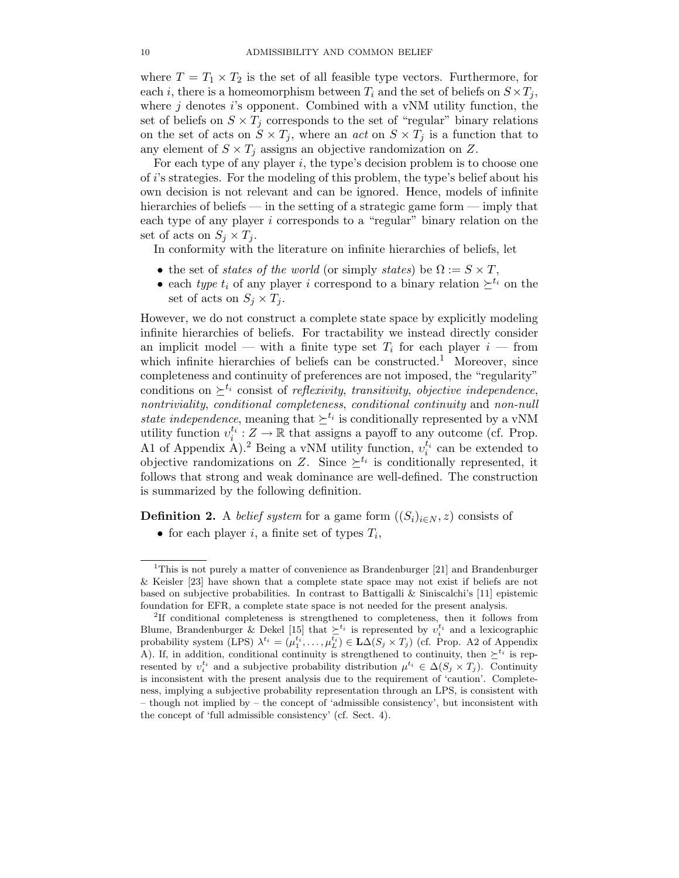where $T = T_1 \times T_2$ is the set of all feasible type vectors. Furthermore, for each $i$, there is a homeomorphism between $T_i$ and the set of beliefs on $S \times T_j$, where $j$ denotes $i$'s opponent. Combined with a vNM utility function, the set of beliefs on $S \times T_j$ corresponds to the set of "regular" binary relations on the set of acts on $S \times T_j$, where an *act* on $S \times T_j$ is a function that to any element of $S \times T_j$ assigns an objective randomization on $Z$.

For each type of any player $i$, the type's decision problem is to choose one of $i$'s strategies. For the modeling of this problem, the type's belief about his own decision is not relevant and can be ignored. Hence, models of infinite hierarchies of beliefs — in the setting of a strategic game form — imply that each type of any player $i$ corresponds to a "regular" binary relation on the set of acts on $S_j \times T_j$.

In conformity with the literature on infinite hierarchies of beliefs, let

- the set of *states of the world* (or simply *states*) be $\Omega := S \times T$,
- each *type* $t_i$ of any player $i$ correspond to a binary relation $\succeq^{t_i}$ on the set of acts on $S_j \times T_j$.

However, we do not construct a complete state space by explicitly modeling infinite hierarchies of beliefs. For tractability we instead directly consider an implicit model — with a finite type set $T_i$ for each player $i$ — from which infinite hierarchies of beliefs can be constructed.[1] Moreover, since completeness and continuity of preferences are not imposed, the "regularity" conditions on $\succeq^{t_i}$ consist of *reflexivity*, *transitivity*, *objective independence*, *nontriviality*, *conditional completeness*, *conditional continuity* and *non-null state independence*, meaning that $\succeq^{t_i}$ is conditionally represented by a vNM utility function $\upsilon_i^{t_i} : Z \to \mathbb{R}$ that assigns a payoff to any outcome (cf. Prop. A1 of Appendix A).[2] Being a vNM utility function, $\upsilon_i^{t_i}$ can be extended to objective randomizations on $Z$. Since $\succeq^{t_i}$ is conditionally represented, it follows that strong and weak dominance are well-defined. The construction is summarized by the following definition.

**Definition 2.** A *belief system* for a game form $((S_i)_{i \in N}, z)$ consists of

- for each player $i$, a finite set of types $T_i$,

---

[1] This is not purely a matter of convenience as Brandenburger [21] and Brandenburger & Keisler [23] have shown that a complete state space may not exist if beliefs are not based on subjective probabilities. In contrast to Battigalli & Siniscalchi's [11] epistemic foundation for EFR, a complete state space is not needed for the present analysis.

[2] If conditional completeness is strengthened to completeness, then it follows from Blume, Brandenburger & Dekel [15] that $\succeq^{t_i}$ is represented by $\upsilon_i^{t_i}$ and a lexicographic probability system (LPS) $\lambda^{t_i} = (\mu_1^{t_i}, \ldots, \mu_L^{t_i}) \in \mathbf{L}\Delta(S_j \times T_j)$ (cf. Prop. A2 of Appendix A). If, in addition, conditional continuity is strengthened to continuity, then $\succeq^{t_i}$ is represented by $\upsilon_i^{t_i}$ and a subjective probability distribution $\mu^{t_i} \in \Delta(S_j \times T_j)$. Continuity is inconsistent with the present analysis due to the requirement of 'caution'. Completeness, implying a subjective probability representation through an LPS, is consistent with – though not implied by – the concept of 'admissible consistency', but inconsistent with the concept of 'full admissible consistency' (cf. Sect. 4).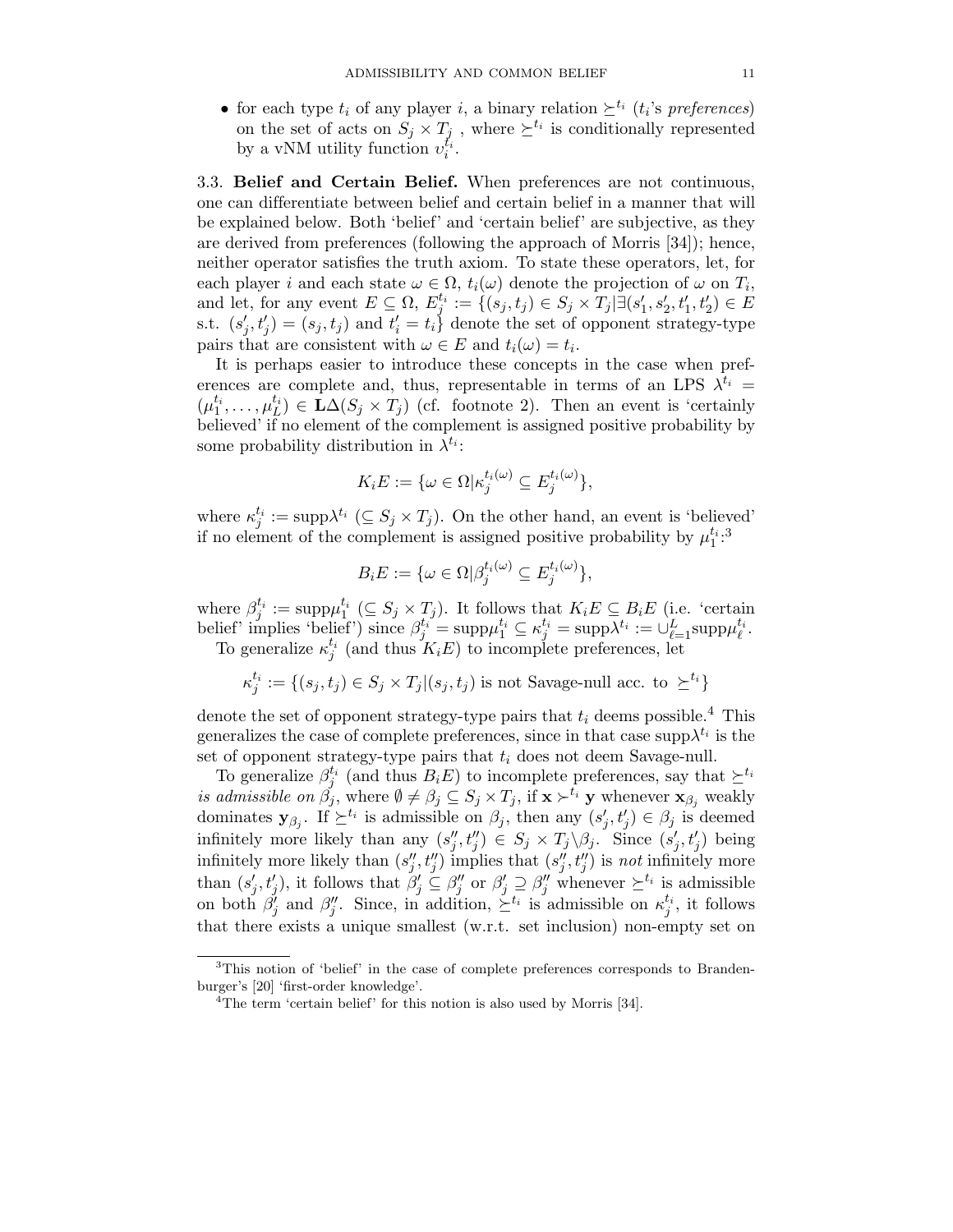- for each type $t_i$ of any player $i$, a binary relation $\succeq^{t_i}$ ($t_i$'s *preferences*) on the set of acts on $S_j \times T_j$ , where $\succeq^{t_i}$ is conditionally represented by a vNM utility function $v_i^{t_i}$.

3.3. **Belief and Certain Belief.** When preferences are not continuous, one can differentiate between belief and certain belief in a manner that will be explained below. Both 'belief' and 'certain belief' are subjective, as they are derived from preferences (following the approach of Morris [34]); hence, neither operator satisfies the truth axiom. To state these operators, let, for each player $i$ and each state $\omega \in \Omega$, $t_i(\omega)$ denote the projection of $\omega$ on $T_i$, and let, for any event $E \subseteq \Omega$, $E_j^{t_i} := \{(s_j, t_j) \in S_j \times T_j | \exists (s'_1, s'_2, t'_1, t'_2) \in E$ s.t. $(s'_j, t'_j) = (s_j, t_j)$ and $t'_i = t_i\}$ denote the set of opponent strategy-type pairs that are consistent with $\omega \in E$ and $t_i(\omega) = t_i$.

It is perhaps easier to introduce these concepts in the case when preferences are complete and, thus, representable in terms of an LPS $\lambda^{t_i} = (\mu_1^{t_i}, \ldots, \mu_L^{t_i}) \in \mathbf{L}\Delta(S_j \times T_j)$ (cf. footnote 2). Then an event is 'certainly believed' if no element of the complement is assigned positive probability by some probability distribution in $\lambda^{t_i}$:

$$K_i E := \{\omega \in \Omega | \kappa_j^{t_i(\omega)} \subseteq E_j^{t_i(\omega)}\},$$

where $\kappa_j^{t_i} := \mathrm{supp}\lambda^{t_i}$ ($\subseteq S_j \times T_j$). On the other hand, an event is 'believed' if no element of the complement is assigned positive probability by $\mu_1^{t_i}$:[3]

$$B_i E := \{\omega \in \Omega | \beta_j^{t_i(\omega)} \subseteq E_j^{t_i(\omega)}\},$$

where $\beta_j^{t_i} := \mathrm{supp}\mu_1^{t_i}$ ($\subseteq S_j \times T_j$). It follows that $K_i E \subseteq B_i E$ (i.e. 'certain belief' implies 'belief') since $\beta_j^{t_i} = \mathrm{supp}\mu_1^{t_i} \subseteq \kappa_j^{t_i} = \mathrm{supp}\lambda^{t_i} := \cup_{\ell=1}^{L} \mathrm{supp}\mu_\ell^{t_i}$.

To generalize $\kappa_j^{t_i}$ (and thus $K_i E$) to incomplete preferences, let

$$\kappa_j^{t_i} := \{(s_j, t_j) \in S_j \times T_j | (s_j, t_j) \text{ is not Savage-null acc. to } \succeq^{t_i}\}$$

denote the set of opponent strategy-type pairs that $t_i$ deems possible.[4] This generalizes the case of complete preferences, since in that case $\mathrm{supp}\lambda^{t_i}$ is the set of opponent strategy-type pairs that $t_i$ does not deem Savage-null.

To generalize $\beta_j^{t_i}$ (and thus $B_i E$) to incomplete preferences, say that $\succeq^{t_i}$ *is admissible on* $\beta_j$, where $\emptyset \neq \beta_j \subseteq S_j \times T_j$, if $\mathbf{x} \succ^{t_i} \mathbf{y}$ whenever $\mathbf{x}_{\beta_j}$ weakly dominates $\mathbf{y}_{\beta_j}$. If $\succeq^{t_i}$ is admissible on $\beta_j$, then any $(s'_j, t'_j) \in \beta_j$ is deemed infinitely more likely than any $(s''_j, t''_j) \in S_j \times T_j \backslash \beta_j$. Since $(s'_j, t'_j)$ being infinitely more likely than $(s''_j, t''_j)$ implies that $(s''_j, t''_j)$ is *not* infinitely more than $(s'_j, t'_j)$, it follows that $\beta'_j \subseteq \beta''_j$ or $\beta'_j \supseteq \beta''_j$ whenever $\succeq^{t_i}$ is admissible on both $\beta'_j$ and $\beta''_j$. Since, in addition, $\succeq^{t_i}$ is admissible on $\kappa_j^{t_i}$, it follows that there exists a unique smallest (w.r.t. set inclusion) non-empty set on

[3] This notion of 'belief' in the case of complete preferences corresponds to Brandenburger's [20] 'first-order knowledge'.

[4] The term 'certain belief' for this notion is also used by Morris [34].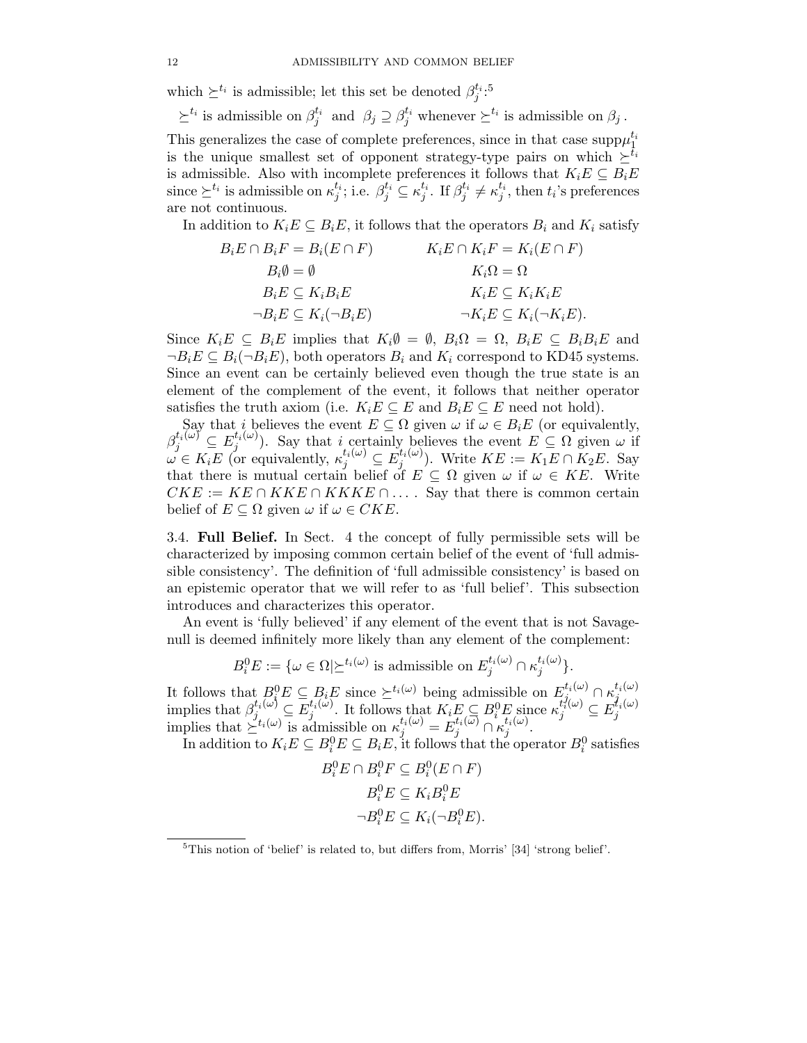which $\succeq^{t_i}$ is admissible; let this set be denoted $\beta_j^{t_i}$:[5]

$\succeq^{t_i}$ is admissible on $\beta_j^{t_i}$ and $\beta_j \supseteq \beta_j^{t_i}$ whenever $\succeq^{t_i}$ is admissible on $\beta_j$.

This generalizes the case of complete preferences, since in that case $\text{supp}\mu_1^{t_i}$ is the unique smallest set of opponent strategy-type pairs on which $\succeq^{t_i}$ is admissible. Also with incomplete preferences it follows that $K_iE \subseteq B_iE$ since $\succeq^{t_i}$ is admissible on $\kappa_j^{t_i}$; i.e. $\beta_j^{t_i} \subseteq \kappa_j^{t_i}$. If $\beta_j^{t_i} \neq \kappa_j^{t_i}$, then $t_i$'s preferences are not continuous.

In addition to $K_iE \subseteq B_iE$, it follows that the operators $B_i$ and $K_i$ satisfy

$$
\begin{array}{cc}
B_iE \cap B_iF = B_i(E \cap F) & K_iE \cap K_iF = K_i(E \cap F) \\
B_i\emptyset = \emptyset & K_i\Omega = \Omega \\
B_iE \subseteq K_iB_iE & K_iE \subseteq K_iK_iE \\
\neg B_iE \subseteq K_i(\neg B_iE) & \neg K_iE \subseteq K_i(\neg K_iE).
\end{array}
$$

Since $K_iE \subseteq B_iE$ implies that $K_i\emptyset = \emptyset$, $B_i\Omega = \Omega$, $B_iE \subseteq B_iB_iE$ and $\neg B_iE \subseteq B_i(\neg B_iE)$, both operators $B_i$ and $K_i$ correspond to KD45 systems. Since an event can be certainly believed even though the true state is an element of the complement of the event, it follows that neither operator satisfies the truth axiom (i.e. $K_iE \subseteq E$ and $B_iE \subseteq E$ need not hold).

Say that $i$ believes the event $E \subseteq \Omega$ given $\omega$ if $\omega \in B_iE$ (or equivalently, $\beta_j^{t_i(\omega)} \subseteq E_j^{t_i(\omega)}$). Say that $i$ certainly believes the event $E \subseteq \Omega$ given $\omega$ if $\omega \in K_iE$ (or equivalently, $\kappa_j^{t_i(\omega)} \subseteq E_j^{t_i(\omega)}$). Write $KE := K_1E \cap K_2E$. Say that there is mutual certain belief of $E \subseteq \Omega$ given $\omega$ if $\omega \in KE$. Write $CKE := KE \cap KKE \cap KKKE \cap \dots$. Say that there is common certain belief of $E \subseteq \Omega$ given $\omega$ if $\omega \in CKE$.

3.4. **Full Belief.** In Sect. 4 the concept of fully permissible sets will be characterized by imposing common certain belief of the event of 'full admissible consistency'. The definition of 'full admissible consistency' is based on an epistemic operator that we will refer to as 'full belief'. This subsection introduces and characterizes this operator.

An event is 'fully believed' if any element of the event that is not Savage-null is deemed infinitely more likely than any element of the complement:

$$
B_i^0E := \{\omega \in \Omega | \succeq^{t_i(\omega)} \text{ is admissible on } E_j^{t_i(\omega)} \cap \kappa_j^{t_i(\omega)}\}.
$$

It follows that $B_i^0E \subseteq B_iE$ since $\succeq^{t_i(\omega)}$ being admissible on $E_j^{t_i(\omega)} \cap \kappa_j^{t_i(\omega)}$ implies that $\beta_j^{t_i(\omega)} \subseteq E_j^{t_i(\omega)}$. It follows that $K_iE \subseteq B_i^0E$ since $\kappa_j^{t_i(\omega)} \subseteq E_j^{t_i(\omega)}$ implies that $\succeq^{t_i(\omega)}$ is admissible on $\kappa_j^{t_i(\omega)} = E_j^{t_i(\omega)} \cap \kappa_j^{t_i(\omega)}$.

In addition to $K_iE \subseteq B_i^0E \subseteq B_iE$, it follows that the operator $B_i^0$ satisfies

$$
\begin{gathered}
B_i^0E \cap B_i^0F \subseteq B_i^0(E \cap F) \\
B_i^0E \subseteq K_iB_i^0E \\
\neg B_i^0E \subseteq K_i(\neg B_i^0E).
\end{gathered}
$$

[5]This notion of 'belief' is related to, but differs from, Morris' [34] 'strong belief'.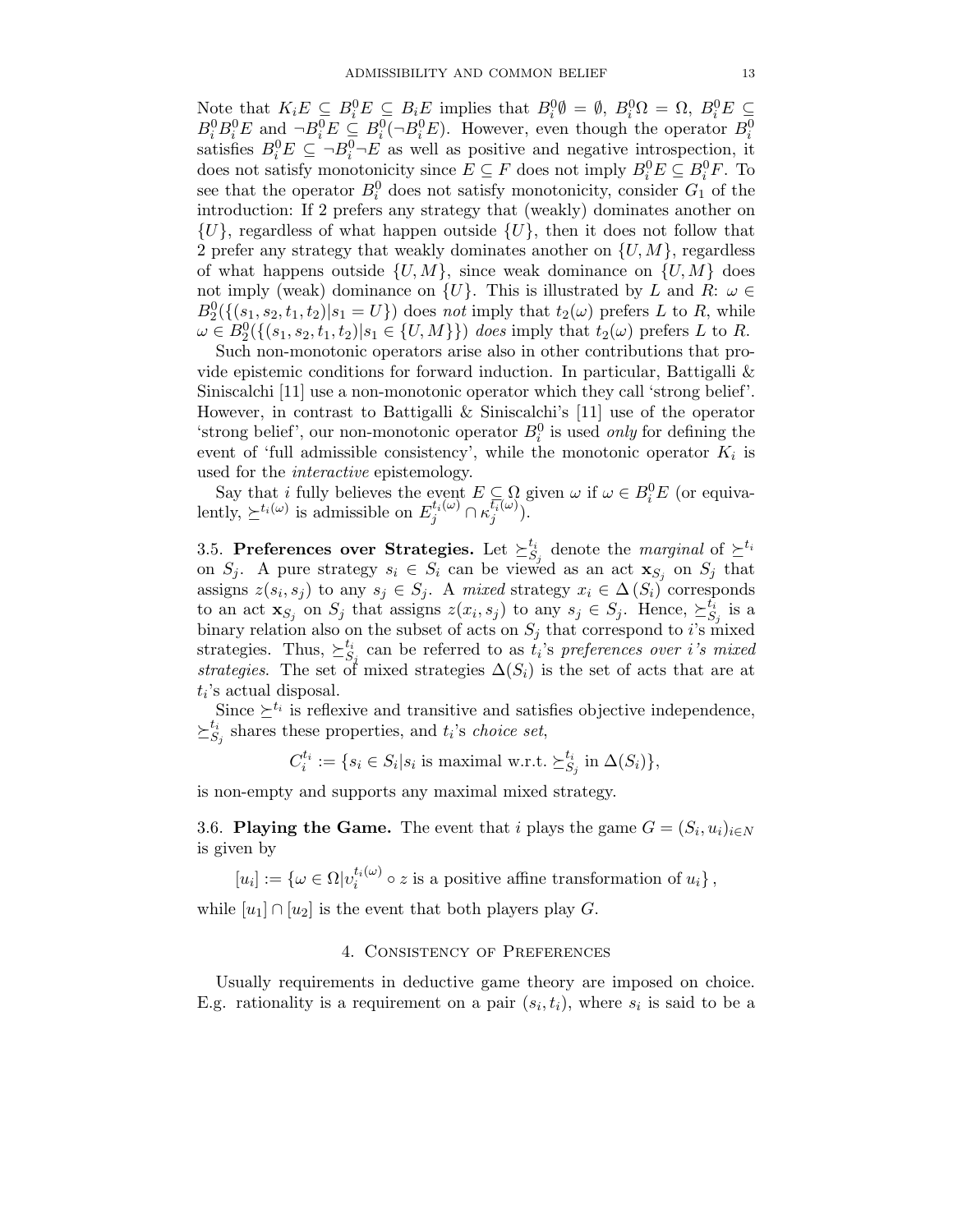Note that $K_i E \subseteq B_i^0 E \subseteq B_i E$ implies that $B_i^0 \emptyset = \emptyset$, $B_i^0 \Omega = \Omega$, $B_i^0 E \subseteq B_i^0 B_i^0 E$ and $\neg B_i^0 E \subseteq B_i^0(\neg B_i^0 E)$. However, even though the operator $B_i^0$ satisfies $B_i^0 E \subseteq \neg B_i^0 \neg E$ as well as positive and negative introspection, it does not satisfy monotonicity since $E \subseteq F$ does not imply $B_i^0 E \subseteq B_i^0 F$. To see that the operator $B_i^0$ does not satisfy monotonicity, consider $G_1$ of the introduction: If 2 prefers any strategy that (weakly) dominates another on $\{U\}$, regardless of what happen outside $\{U\}$, then it does not follow that 2 prefer any strategy that weakly dominates another on $\{U, M\}$, regardless of what happens outside $\{U, M\}$, since weak dominance on $\{U, M\}$ does not imply (weak) dominance on $\{U\}$. This is illustrated by $L$ and $R$: $\omega \in B_2^0(\{(s_1, s_2, t_1, t_2)|s_1 = U\})$ does *not* imply that $t_2(\omega)$ prefers $L$ to $R$, while $\omega \in B_2^0(\{(s_1, s_2, t_1, t_2)|s_1 \in \{U, M\}\})$ *does* imply that $t_2(\omega)$ prefers $L$ to $R$.

Such non-monotonic operators arise also in other contributions that provide epistemic conditions for forward induction. In particular, Battigalli & Siniscalchi [11] use a non-monotonic operator which they call 'strong belief'. However, in contrast to Battigalli & Siniscalchi's [11] use of the operator 'strong belief', our non-monotonic operator $B_i^0$ is used *only* for defining the event of 'full admissible consistency', while the monotonic operator $K_i$ is used for the *interactive* epistemology.

Say that $i$ fully believes the event $E \subseteq \Omega$ given $\omega$ if $\omega \in B_i^0 E$ (or equivalently, $\succeq^{t_i(\omega)}$ is admissible on $E_j^{t_i(\omega)} \cap \kappa_j^{t_i(\omega)}$).

3.5. **Preferences over Strategies.** Let $\succeq_{S_j}^{t_i}$ denote the *marginal* of $\succeq^{t_i}$ on $S_j$. A pure strategy $s_i \in S_i$ can be viewed as an act $\mathbf{x}_{S_j}$ on $S_j$ that assigns $z(s_i, s_j)$ to any $s_j \in S_j$. A *mixed* strategy $x_i \in \Delta(S_i)$ corresponds to an act $\mathbf{x}_{S_j}$ on $S_j$ that assigns $z(x_i, s_j)$ to any $s_j \in S_j$. Hence, $\succeq_{S_j}^{t_i}$ is a binary relation also on the subset of acts on $S_j$ that correspond to $i$'s mixed strategies. Thus, $\succeq_{S_j}^{t_i}$ can be referred to as $t_i$'s *preferences over i's mixed strategies*. The set of mixed strategies $\Delta(S_i)$ is the set of acts that are at $t_i$'s actual disposal.

Since $\succeq^{t_i}$ is reflexive and transitive and satisfies objective independence, $\succeq_{S_j}^{t_i}$ shares these properties, and $t_i$'s *choice set*,

$$C_i^{t_i} := \{s_i \in S_i | s_i \text{ is maximal w.r.t. } \succeq_{S_j}^{t_i} \text{ in } \Delta(S_i)\},$$

is non-empty and supports any maximal mixed strategy.

3.6. **Playing the Game.** The event that $i$ plays the game $G = (S_i, u_i)_{i \in N}$ is given by

$$[u_i] := \{\omega \in \Omega | v_i^{t_i(\omega)} \circ z \text{ is a positive affine transformation of } u_i\},$$

while $[u_1] \cap [u_2]$ is the event that both players play $G$.

## 4. Consistency of Preferences

Usually requirements in deductive game theory are imposed on choice. E.g. rationality is a requirement on a pair $(s_i, t_i)$, where $s_i$ is said to be a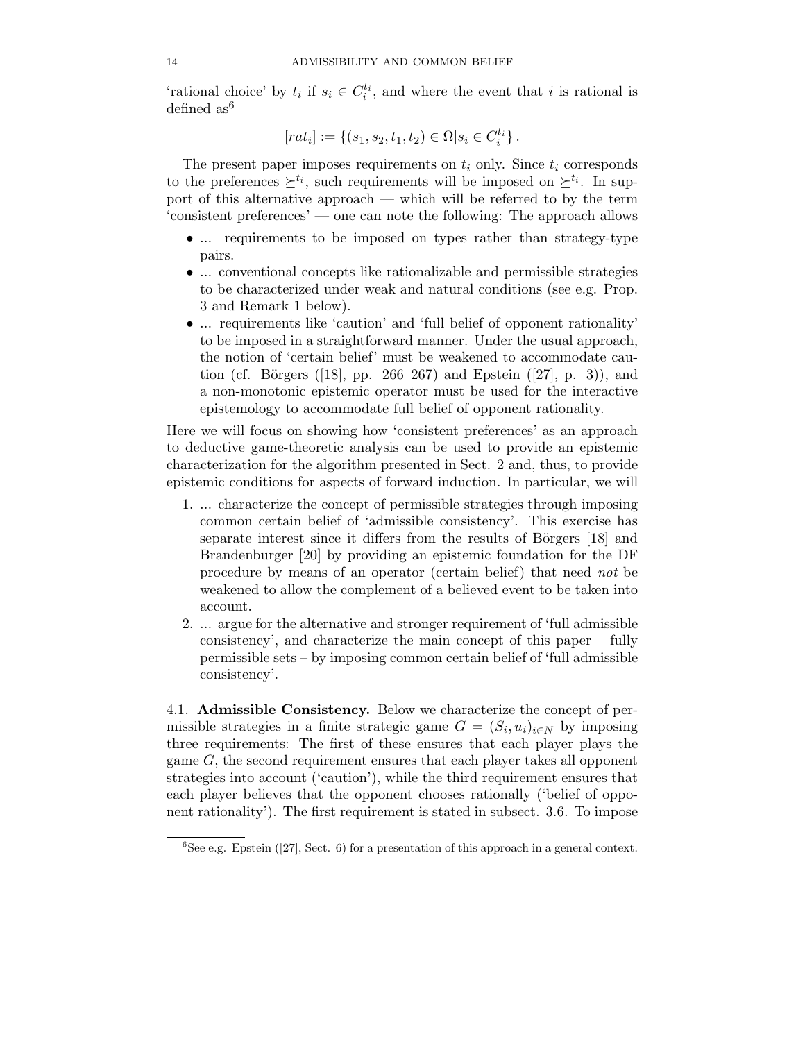'rational choice' by $t_i$ if $s_i \in C_i^{t_i}$, and where the event that $i$ is rational is defined as[6]

$$[rat_i] := \{(s_1, s_2, t_1, t_2) \in \Omega | s_i \in C_i^{t_i}\} .$$

The present paper imposes requirements on $t_i$ only. Since $t_i$ corresponds to the preferences $\succeq^{t_i}$, such requirements will be imposed on $\succeq^{t_i}$. In support of this alternative approach — which will be referred to by the term 'consistent preferences' — one can note the following: The approach allows

- ... requirements to be imposed on types rather than strategy-type pairs.
- ... conventional concepts like rationalizable and permissible strategies to be characterized under weak and natural conditions (see e.g. Prop. 3 and Remark 1 below).
- ... requirements like 'caution' and 'full belief of opponent rationality' to be imposed in a straightforward manner. Under the usual approach, the notion of 'certain belief' must be weakened to accommodate caution (cf. Börgers ([18], pp. 266–267) and Epstein ([27], p. 3)), and a non-monotonic epistemic operator must be used for the interactive epistemology to accommodate full belief of opponent rationality.

Here we will focus on showing how 'consistent preferences' as an approach to deductive game-theoretic analysis can be used to provide an epistemic characterization for the algorithm presented in Sect. 2 and, thus, to provide epistemic conditions for aspects of forward induction. In particular, we will

1. ... characterize the concept of permissible strategies through imposing common certain belief of 'admissible consistency'. This exercise has separate interest since it differs from the results of Börgers [18] and Brandenburger [20] by providing an epistemic foundation for the DF procedure by means of an operator (certain belief) that need *not* be weakened to allow the complement of a believed event to be taken into account.
2. ... argue for the alternative and stronger requirement of 'full admissible consistency', and characterize the main concept of this paper – fully permissible sets – by imposing common certain belief of 'full admissible consistency'.

### 4.1. Admissible Consistency.

Below we characterize the concept of permissible strategies in a finite strategic game $G = (S_i, u_i)_{i \in N}$ by imposing three requirements: The first of these ensures that each player plays the game $G$, the second requirement ensures that each player takes all opponent strategies into account ('caution'), while the third requirement ensures that each player believes that the opponent chooses rationally ('belief of opponent rationality'). The first requirement is stated in subsect. 3.6. To impose

[6] See e.g. Epstein ([27], Sect. 6) for a presentation of this approach in a general context.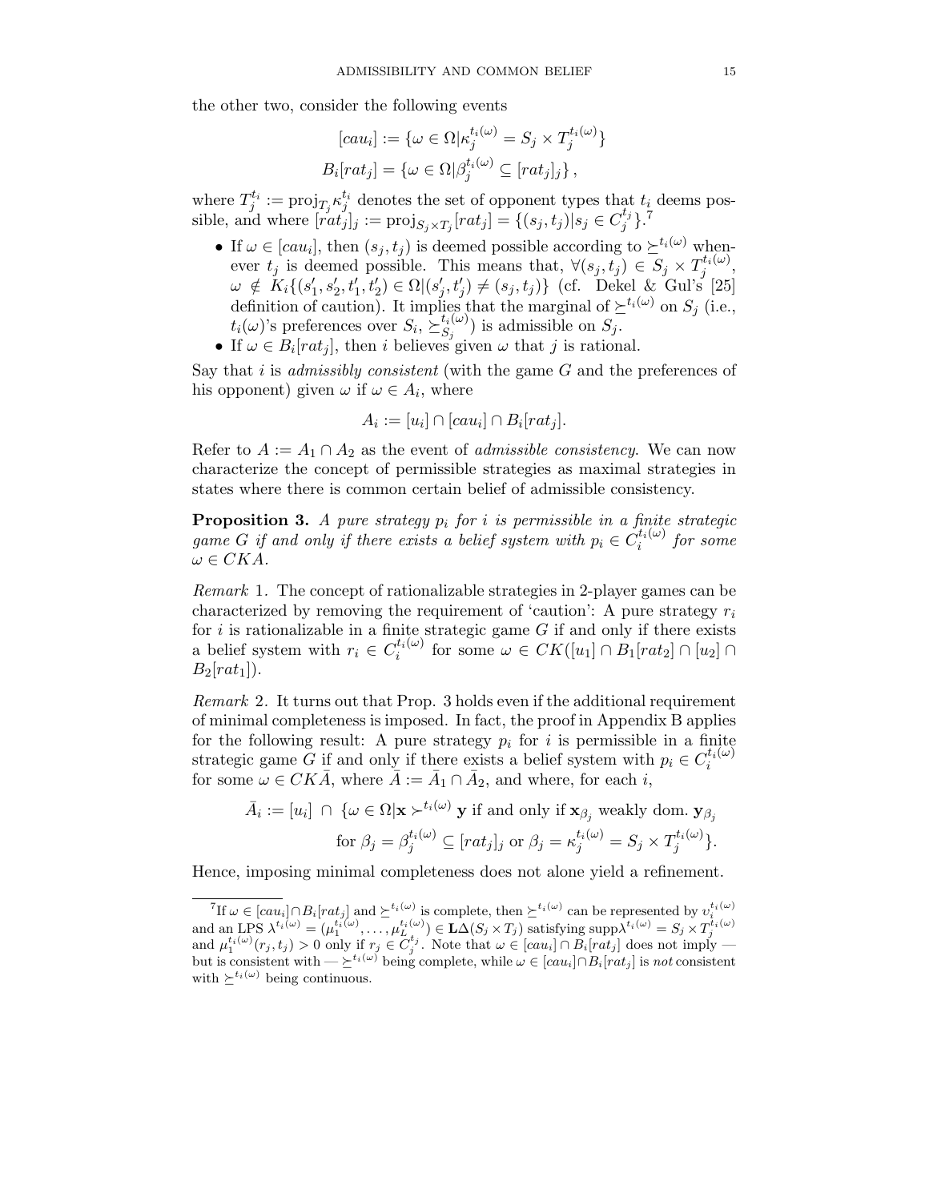the other two, consider the following events

$$[cau_i] := \{\omega \in \Omega | \kappa_j^{t_i(\omega)} = S_j \times T_j^{t_i(\omega)}\}$$
$$B_i[rat_j] = \{\omega \in \Omega | \beta_j^{t_i(\omega)} \subseteq [rat_j]_j\},$$

where $T_j^{t_i} := \text{proj}_{T_j} \kappa_j^{t_i}$ denotes the set of opponent types that $t_i$ deems possible, and where $[rat_j]_j := \text{proj}_{S_j \times T_j}[rat_j] = \{(s_j, t_j) | s_j \in C_j^{t_j}\}$.[7]

- If $\omega \in [cau_i]$, then $(s_j, t_j)$ is deemed possible according to $\succeq^{t_i(\omega)}$ whenever $t_j$ is deemed possible. This means that, $\forall (s_j, t_j) \in S_j \times T_j^{t_i(\omega)}$, $\omega \notin K_i\{(s_1', s_2', t_1', t_2') \in \Omega | (s_j', t_j') \neq (s_j, t_j)\}$ (cf. Dekel & Gul's [25] definition of caution). It implies that the marginal of $\succeq^{t_i(\omega)}$ on $S_j$ (i.e., $t_i(\omega)$'s preferences over $S_i$, $\succeq_{S_j}^{t_i(\omega)}$) is admissible on $S_j$.
- If $\omega \in B_i[rat_j]$, then $i$ believes given $\omega$ that $j$ is rational.

Say that $i$ is *admissibly consistent* (with the game $G$ and the preferences of his opponent) given $\omega$ if $\omega \in A_i$, where

$$A_i := [u_i] \cap [cau_i] \cap B_i[rat_j].$$

Refer to $A := A_1 \cap A_2$ as the event of *admissible consistency*. We can now characterize the concept of permissible strategies as maximal strategies in states where there is common certain belief of admissible consistency.

**Proposition 3.** *A pure strategy $p_i$ for $i$ is permissible in a finite strategic game $G$ if and only if there exists a belief system with $p_i \in C_i^{t_i(\omega)}$ for some $\omega \in CKA$.*

*Remark* 1. The concept of rationalizable strategies in 2-player games can be characterized by removing the requirement of 'caution': A pure strategy $r_i$ for $i$ is rationalizable in a finite strategic game $G$ if and only if there exists a belief system with $r_i \in C_i^{t_i(\omega)}$ for some $\omega \in CK([u_1] \cap B_1[rat_2] \cap [u_2] \cap B_2[rat_1])$.

*Remark* 2. It turns out that Prop. 3 holds even if the additional requirement of minimal completeness is imposed. In fact, the proof in Appendix B applies for the following result: A pure strategy $p_i$ for $i$ is permissible in a finite strategic game $G$ if and only if there exists a belief system with $p_i \in C_i^{t_i(\omega)}$ for some $\omega \in CK\bar{A}$, where $\bar{A} := \bar{A}_1 \cap \bar{A}_2$, and where, for each $i$,

$$\bar{A}_i := [u_i] \cap \{\omega \in \Omega | \mathbf{x} \succ^{t_i(\omega)} \mathbf{y} \text{ if and only if } \mathbf{x}_{\beta_j} \text{ weakly dom. } \mathbf{y}_{\beta_j}$$
$$\text{for } \beta_j = \beta_j^{t_i(\omega)} \subseteq [rat_j]_j \text{ or } \beta_j = \kappa_j^{t_i(\omega)} = S_j \times T_j^{t_i(\omega)}\}.$$

Hence, imposing minimal completeness does not alone yield a refinement.

---

[7] If $\omega \in [cau_i] \cap B_i[rat_j]$ and $\succeq^{t_i(\omega)}$ is complete, then $\succeq^{t_i(\omega)}$ can be represented by $v_i^{t_i(\omega)}$ and an LPS $\lambda^{t_i(\omega)} = (\mu_1^{t_i(\omega)}, \dots, \mu_L^{t_i(\omega)}) \in \mathbf{L}\Delta(S_j \times T_j)$ satisfying $\text{supp}\lambda^{t_i(\omega)} = S_j \times T_j^{t_i(\omega)}$ and $\mu_1^{t_i(\omega)}(r_j, t_j) > 0$ only if $r_j \in C_j^{t_j}$. Note that $\omega \in [cau_i] \cap B_i[rat_j]$ does not imply — but is consistent with — $\succeq^{t_i(\omega)}$ being complete, while $\omega \in [cau_i] \cap B_i[rat_j]$ is *not* consistent with $\succeq^{t_i(\omega)}$ being continuous.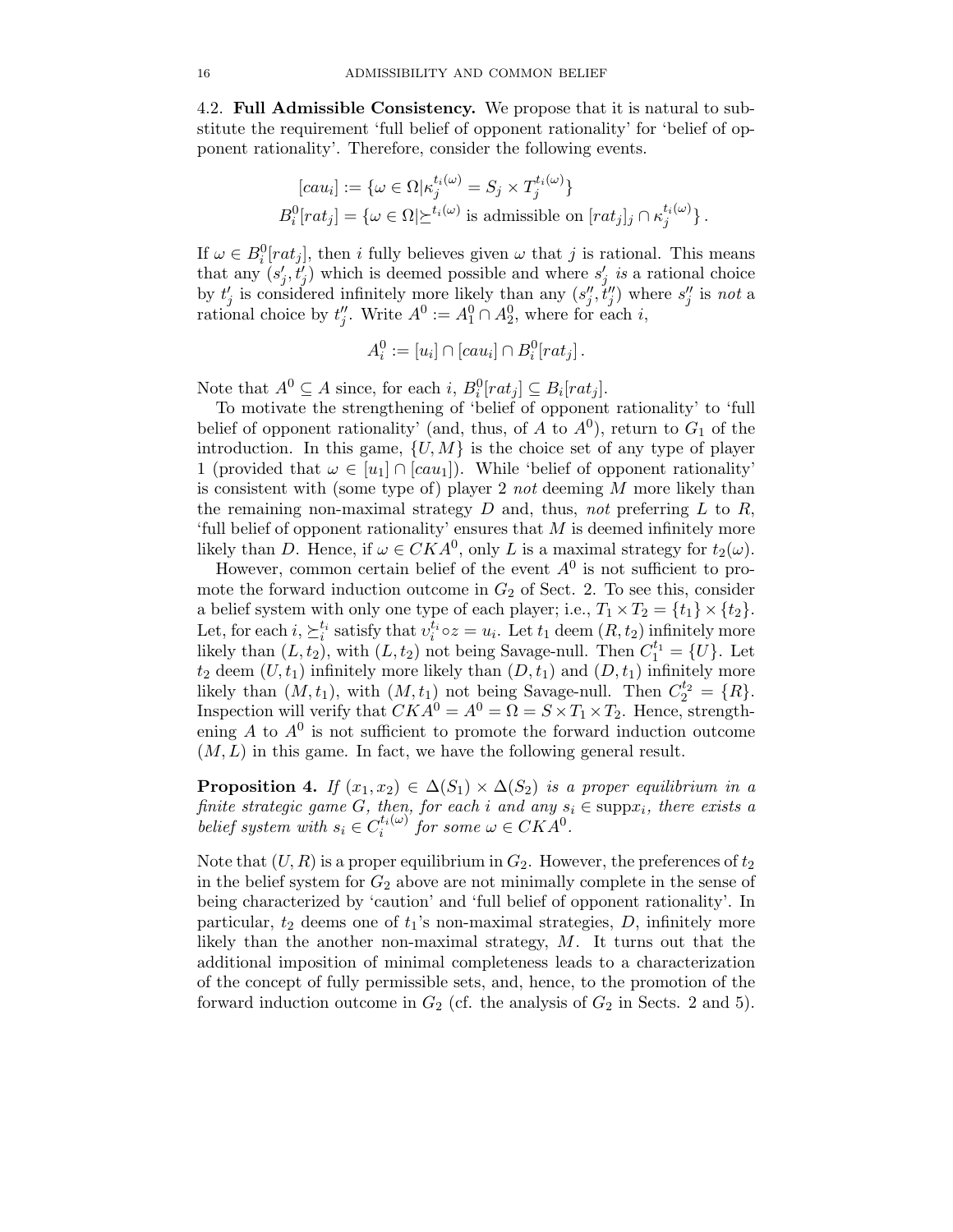4.2. **Full Admissible Consistency.** We propose that it is natural to substitute the requirement 'full belief of opponent rationality' for 'belief of opponent rationality'. Therefore, consider the following events.

$$[cau_i] := \{\omega \in \Omega | \kappa_j^{t_i(\omega)} = S_j \times T_j^{t_i(\omega)}\}$$
$$B_i^0[rat_j] = \{\omega \in \Omega | \succeq^{t_i(\omega)} \text{ is admissible on } [rat_j]_j \cap \kappa_j^{t_i(\omega)}\} .$$

If $\omega \in B_i^0[rat_j]$, then $i$ fully believes given $\omega$ that $j$ is rational. This means that any $(s'_j, t'_j)$ which is deemed possible and where $s'_j$ *is* a rational choice by $t'_j$ is considered infinitely more likely than any $(s''_j, t''_j)$ where $s''_j$ is *not* a rational choice by $t''_j$. Write $A^0 := A_1^0 \cap A_2^0$, where for each $i$,

$$A_i^0 := [u_i] \cap [cau_i] \cap B_i^0[rat_j] .$$

Note that $A^0 \subseteq A$ since, for each $i$, $B_i^0[rat_j] \subseteq B_i[rat_j]$.

To motivate the strengthening of 'belief of opponent rationality' to 'full belief of opponent rationality' (and, thus, of $A$ to $A^0$), return to $G_1$ of the introduction. In this game, $\{U, M\}$ is the choice set of any type of player 1 (provided that $\omega \in [u_1] \cap [cau_1]$). While 'belief of opponent rationality' is consistent with (some type of) player 2 *not* deeming $M$ more likely than the remaining non-maximal strategy $D$ and, thus, *not* preferring $L$ to $R$, 'full belief of opponent rationality' ensures that $M$ is deemed infinitely more likely than $D$. Hence, if $\omega \in CKA^0$, only $L$ is a maximal strategy for $t_2(\omega)$.

However, common certain belief of the event $A^0$ is not sufficient to promote the forward induction outcome in $G_2$ of Sect. 2. To see this, consider a belief system with only one type of each player; i.e., $T_1 \times T_2 = \{t_1\} \times \{t_2\}$. Let, for each $i$, $\succeq_i^{t_i}$ satisfy that $v_i^{t_i} \circ z = u_i$. Let $t_1$ deem $(R, t_2)$ infinitely more likely than $(L, t_2)$, with $(L, t_2)$ not being Savage-null. Then $C_1^{t_1} = \{U\}$. Let $t_2$ deem $(U, t_1)$ infinitely more likely than $(D, t_1)$ and $(D, t_1)$ infinitely more likely than $(M, t_1)$, with $(M, t_1)$ not being Savage-null. Then $C_2^{t_2} = \{R\}$. Inspection will verify that $CKA^0 = A^0 = \Omega = S \times T_1 \times T_2$. Hence, strengthening $A$ to $A^0$ is not sufficient to promote the forward induction outcome $(M, L)$ in this game. In fact, we have the following general result.

**Proposition 4.** *If $(x_1, x_2) \in \Delta(S_1) \times \Delta(S_2)$ is a proper equilibrium in a finite strategic game $G$, then, for each $i$ and any $s_i \in \operatorname{supp} x_i$, there exists a belief system with $s_i \in C_i^{t_i(\omega)}$ for some $\omega \in CKA^0$.*

Note that $(U, R)$ is a proper equilibrium in $G_2$. However, the preferences of $t_2$ in the belief system for $G_2$ above are not minimally complete in the sense of being characterized by 'caution' and 'full belief of opponent rationality'. In particular, $t_2$ deems one of $t_1$'s non-maximal strategies, $D$, infinitely more likely than the another non-maximal strategy, $M$. It turns out that the additional imposition of minimal completeness leads to a characterization of the concept of fully permissible sets, and, hence, to the promotion of the forward induction outcome in $G_2$ (cf. the analysis of $G_2$ in Sects. 2 and 5).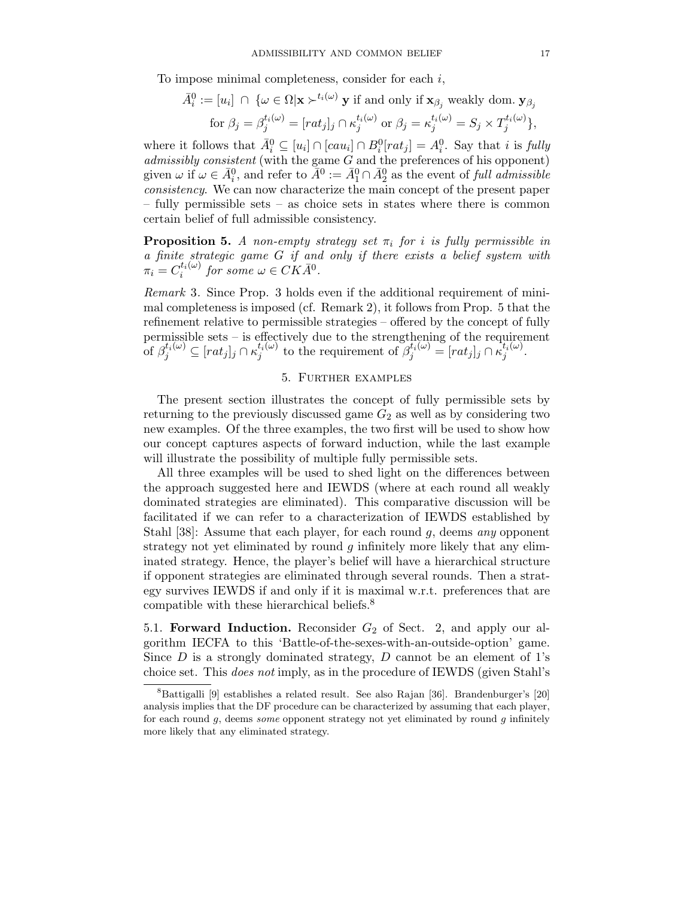To impose minimal completeness, consider for each $i$,

$$\bar{A}_i^0 := [u_i] \cap \{\omega \in \Omega | \mathbf{x} \succ^{t_i(\omega)} \mathbf{y} \text{ if and only if } \mathbf{x}_{\beta_j} \text{ weakly dom. } \mathbf{y}_{\beta_j}$$
$$\text{for } \beta_j = \beta_j^{t_i(\omega)} = [rat_j]_j \cap \kappa_j^{t_i(\omega)} \text{ or } \beta_j = \kappa_j^{t_i(\omega)} = S_j \times T_j^{t_i(\omega)}\},$$

where it follows that $\bar{A}_i^0 \subseteq [u_i] \cap [cau_i] \cap B_i^0[rat_j] = A_i^0$. Say that $i$ is *fully admissibly consistent* (with the game $G$ and the preferences of his opponent) given $\omega$ if $\omega \in \bar{A}_i^0$, and refer to $\bar{A}^0 := \bar{A}_1^0 \cap \bar{A}_2^0$ as the event of *full admissible consistency*. We can now characterize the main concept of the present paper – fully permissible sets – as choice sets in states where there is common certain belief of full admissible consistency.

**Proposition 5.** *A non-empty strategy set $\pi_i$ for $i$ is fully permissible in a finite strategic game $G$ if and only if there exists a belief system with $\pi_i = C_i^{t_i(\omega)}$ for some $\omega \in CK\bar{A}^0$.*

*Remark* 3. Since Prop. 3 holds even if the additional requirement of minimal completeness is imposed (cf. Remark 2), it follows from Prop. 5 that the refinement relative to permissible strategies – offered by the concept of fully permissible sets – is effectively due to the strengthening of the requirement of $\beta_j^{t_i(\omega)} \subseteq [rat_j]_j \cap \kappa_j^{t_i(\omega)}$ to the requirement of $\beta_j^{t_i(\omega)} = [rat_j]_j \cap \kappa_j^{t_i(\omega)}$.

## 5. Further examples

The present section illustrates the concept of fully permissible sets by returning to the previously discussed game $G_2$ as well as by considering two new examples. Of the three examples, the two first will be used to show how our concept captures aspects of forward induction, while the last example will illustrate the possibility of multiple fully permissible sets.

All three examples will be used to shed light on the differences between the approach suggested here and IEWDS (where at each round all weakly dominated strategies are eliminated). This comparative discussion will be facilitated if we can refer to a characterization of IEWDS established by Stahl [38]: Assume that each player, for each round $g$, deems *any* opponent strategy not yet eliminated by round $g$ infinitely more likely that any eliminated strategy. Hence, the player's belief will have a hierarchical structure if opponent strategies are eliminated through several rounds. Then a strategy survives IEWDS if and only if it is maximal w.r.t. preferences that are compatible with these hierarchical beliefs.[8]

5.1. **Forward Induction.** Reconsider $G_2$ of Sect. 2, and apply our algorithm IECFA to this 'Battle-of-the-sexes-with-an-outside-option' game. Since $D$ is a strongly dominated strategy, $D$ cannot be an element of 1's choice set. This *does not* imply, as in the procedure of IEWDS (given Stahl's

[8] Battigalli [9] establishes a related result. See also Rajan [36]. Brandenburger's [20] analysis implies that the DF procedure can be characterized by assuming that each player, for each round $g$, deems *some* opponent strategy not yet eliminated by round $g$ infinitely more likely that any eliminated strategy.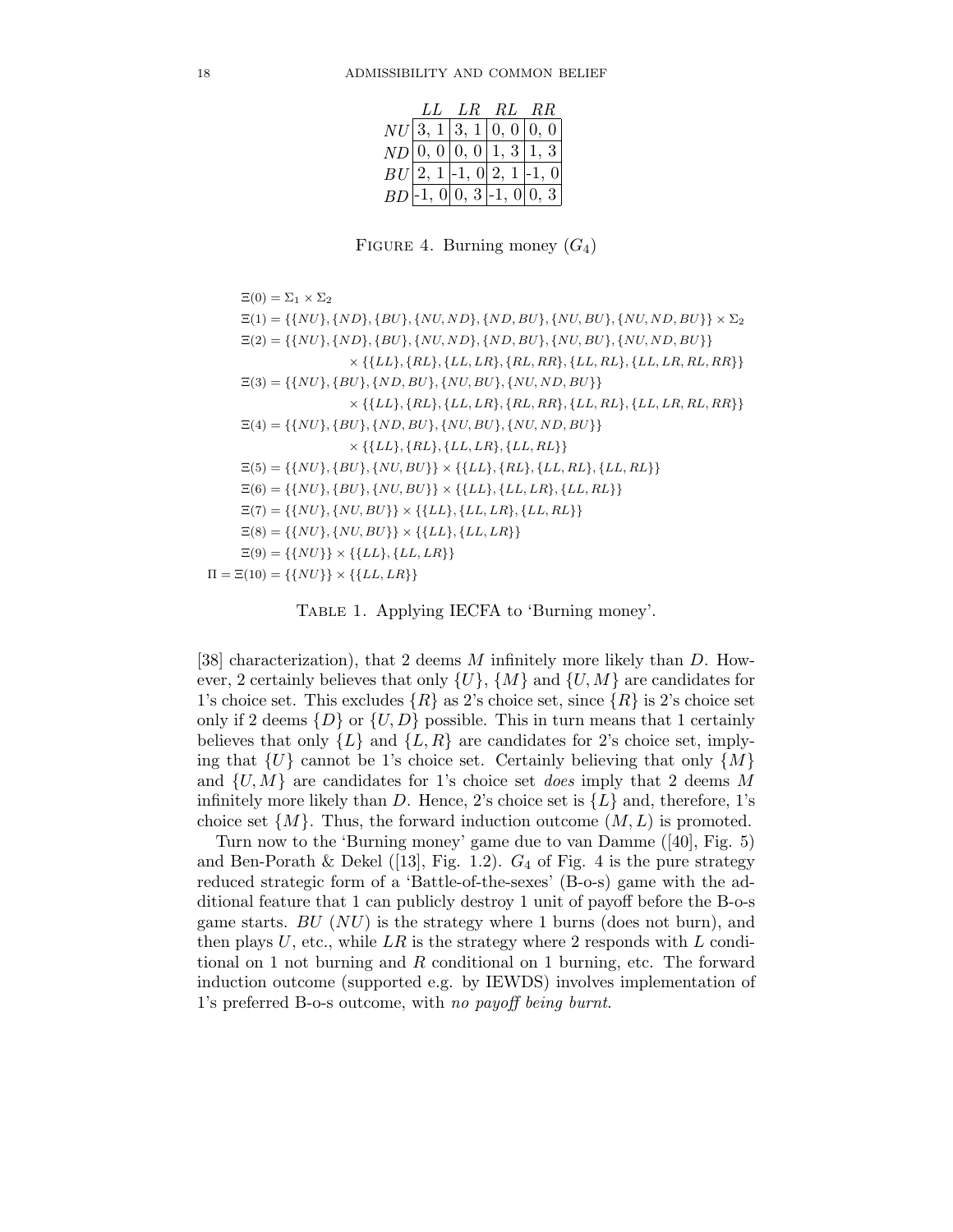| | $LL$ | $LR$ | $RL$ | $RR$ |
|---|---|---|---|---|
| $NU$ | 3, 1 | 3, 1 | 0, 0 | 0, 0 |
| $ND$ | 0, 0 | 0, 0 | 1, 3 | 1, 3 |
| $BU$ | 2, 1 | -1, 0 | 2, 1 | -1, 0 |
| $BD$ | -1, 0 | 0, 3 | -1, 0 | 0, 3 |

Figure 4. Burning money ($G_4$)

$$\Xi(0) = \Sigma_1 \times \Sigma_2$$

$$\Xi(1) = \{\{NU\}, \{ND\}, \{BU\}, \{NU, ND\}, \{ND, BU\}, \{NU, BU\}, \{NU, ND, BU\}\} \times \Sigma_2$$

$$\begin{aligned}\Xi(2) = \{&\{NU\}, \{ND\}, \{BU\}, \{NU, ND\}, \{ND, BU\}, \{NU, BU\}, \{NU, ND, BU\}\} \\ &\times \{\{LL\}, \{RL\}, \{LL, LR\}, \{RL, RR\}, \{LL, RL\}, \{LL, LR, RL, RR\}\}\end{aligned}$$

$$\begin{aligned}\Xi(3) = \{&\{NU\}, \{BU\}, \{ND, BU\}, \{NU, BU\}, \{NU, ND, BU\}\} \\ &\times \{\{LL\}, \{RL\}, \{LL, LR\}, \{RL, RR\}, \{LL, RL\}, \{LL, LR, RL, RR\}\}\end{aligned}$$

$$\begin{aligned}\Xi(4) = \{&\{NU\}, \{BU\}, \{ND, BU\}, \{NU, BU\}, \{NU, ND, BU\}\} \\ &\times \{\{LL\}, \{RL\}, \{LL, LR\}, \{LL, RL\}\}\end{aligned}$$

$$\Xi(5) = \{\{NU\}, \{BU\}, \{NU, BU\}\} \times \{\{LL\}, \{RL\}, \{LL, RL\}, \{LL, RL\}\}$$

$$\Xi(6) = \{\{NU\}, \{BU\}, \{NU, BU\}\} \times \{\{LL\}, \{LL, LR\}, \{LL, RL\}\}$$

$$\Xi(7) = \{\{NU\}, \{NU, BU\}\} \times \{\{LL\}, \{LL, LR\}, \{LL, RL\}\}$$

$$\Xi(8) = \{\{NU\}, \{NU, BU\}\} \times \{\{LL\}, \{LL, LR\}\}$$

$$\Xi(9) = \{\{NU\}\} \times \{\{LL\}, \{LL, LR\}\}$$

$$\Pi = \Xi(10) = \{\{NU\}\} \times \{\{LL, LR\}\}$$

Table 1. Applying IECFA to 'Burning money'.

[38] characterization), that 2 deems $M$ infinitely more likely than $D$. However, 2 certainly believes that only $\{U\}$, $\{M\}$ and $\{U, M\}$ are candidates for 1's choice set. This excludes $\{R\}$ as 2's choice set, since $\{R\}$ is 2's choice set only if 2 deems $\{D\}$ or $\{U, D\}$ possible. This in turn means that 1 certainly believes that only $\{L\}$ and $\{L, R\}$ are candidates for 2's choice set, implying that $\{U\}$ cannot be 1's choice set. Certainly believing that only $\{M\}$ and $\{U, M\}$ are candidates for 1's choice set *does* imply that 2 deems $M$ infinitely more likely than $D$. Hence, 2's choice set is $\{L\}$ and, therefore, 1's choice set $\{M\}$. Thus, the forward induction outcome $(M, L)$ is promoted.

Turn now to the 'Burning money' game due to van Damme ([40], Fig. 5) and Ben-Porath & Dekel ([13], Fig. 1.2). $G_4$ of Fig. 4 is the pure strategy reduced strategic form of a 'Battle-of-the-sexes' (B-o-s) game with the additional feature that 1 can publicly destroy 1 unit of payoff before the B-o-s game starts. $BU$ ($NU$) is the strategy where 1 burns (does not burn), and then plays $U$, etc., while $LR$ is the strategy where 2 responds with $L$ conditional on 1 not burning and $R$ conditional on 1 burning, etc. The forward induction outcome (supported e.g. by IEWDS) involves implementation of 1's preferred B-o-s outcome, with *no payoff being burnt*.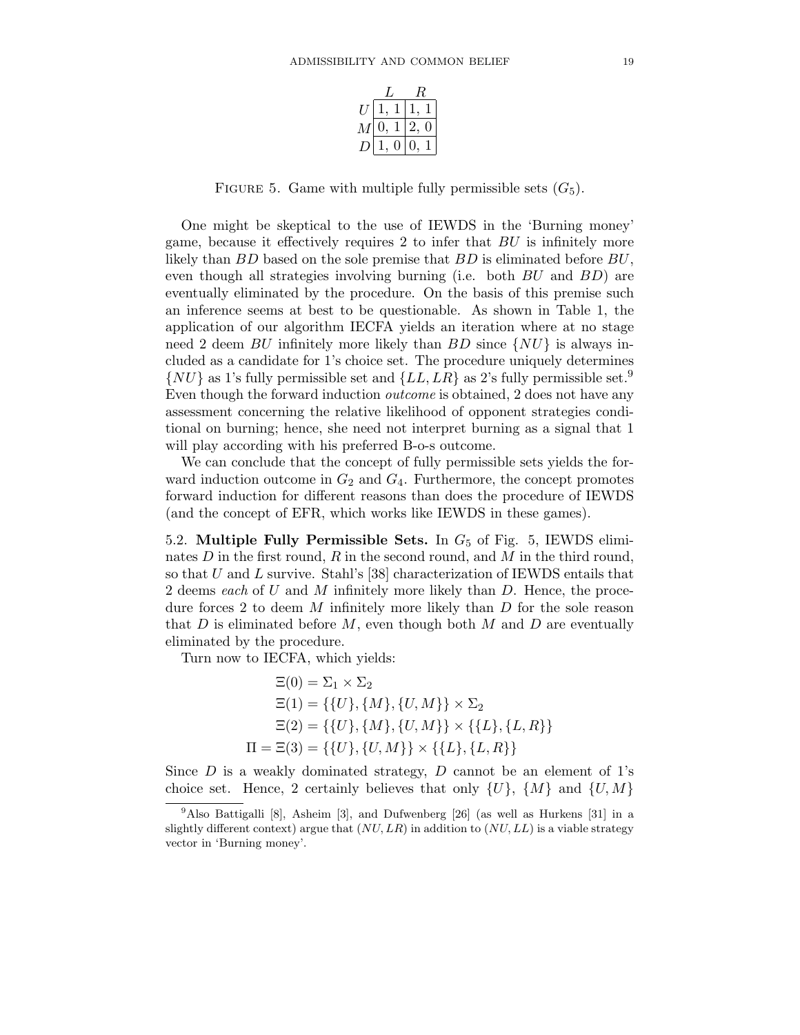|  | $L$ | $R$ |
|---|---|---|
| $U$ | 1, 1 | 1, 1 |
| $M$ | 0, 1 | 2, 0 |
| $D$ | 1, 0 | 0, 1 |

FIGURE 5. Game with multiple fully permissible sets ($G_5$).

One might be skeptical to the use of IEWDS in the 'Burning money' game, because it effectively requires 2 to infer that $BU$ is infinitely more likely than $BD$ based on the sole premise that $BD$ is eliminated before $BU$, even though all strategies involving burning (i.e. both $BU$ and $BD$) are eventually eliminated by the procedure. On the basis of this premise such an inference seems at best to be questionable. As shown in Table 1, the application of our algorithm IECFA yields an iteration where at no stage need 2 deem $BU$ infinitely more likely than $BD$ since $\{NU\}$ is always included as a candidate for 1's choice set. The procedure uniquely determines $\{NU\}$ as 1's fully permissible set and $\{LL, LR\}$ as 2's fully permissible set.[9] Even though the forward induction *outcome* is obtained, 2 does not have any assessment concerning the relative likelihood of opponent strategies conditional on burning; hence, she need not interpret burning as a signal that 1 will play according with his preferred B-o-s outcome.

We can conclude that the concept of fully permissible sets yields the forward induction outcome in $G_2$ and $G_4$. Furthermore, the concept promotes forward induction for different reasons than does the procedure of IEWDS (and the concept of EFR, which works like IEWDS in these games).

5.2. **Multiple Fully Permissible Sets.** In $G_5$ of Fig. 5, IEWDS eliminates $D$ in the first round, $R$ in the second round, and $M$ in the third round, so that $U$ and $L$ survive. Stahl's [38] characterization of IEWDS entails that 2 deems *each* of $U$ and $M$ infinitely more likely than $D$. Hence, the procedure forces 2 to deem $M$ infinitely more likely than $D$ for the sole reason that $D$ is eliminated before $M$, even though both $M$ and $D$ are eventually eliminated by the procedure.

Turn now to IECFA, which yields:

$$\Xi(0) = \Sigma_1 \times \Sigma_2$$
$$\Xi(1) = \{\{U\}, \{M\}, \{U, M\}\} \times \Sigma_2$$
$$\Xi(2) = \{\{U\}, \{M\}, \{U, M\}\} \times \{\{L\}, \{L, R\}\}$$
$$\Pi = \Xi(3) = \{\{U\}, \{U, M\}\} \times \{\{L\}, \{L, R\}\}$$

Since $D$ is a weakly dominated strategy, $D$ cannot be an element of 1's choice set. Hence, 2 certainly believes that only $\{U\}$, $\{M\}$ and $\{U, M\}$

[9] Also Battigalli [8], Asheim [3], and Dufwenberg [26] (as well as Hurkens [31] in a slightly different context) argue that $(NU, LR)$ in addition to $(NU, LL)$ is a viable strategy vector in 'Burning money'.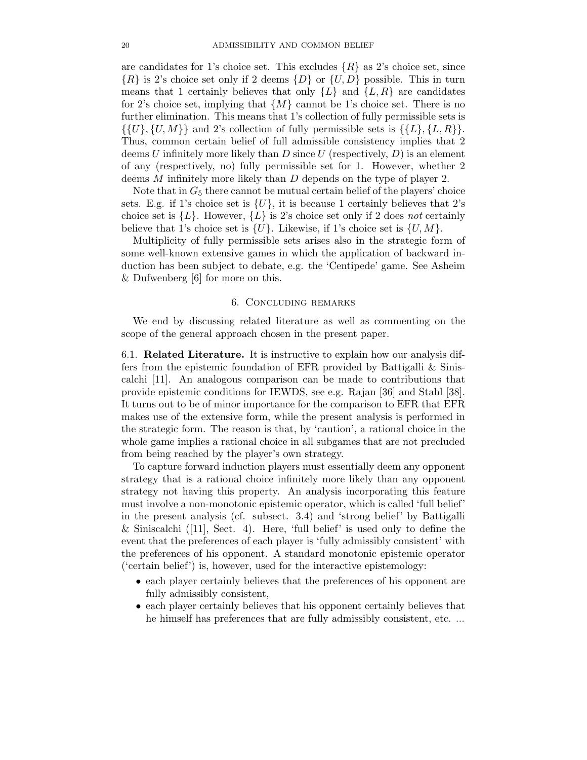are candidates for 1's choice set. This excludes $\{R\}$ as 2's choice set, since $\{R\}$ is 2's choice set only if 2 deems $\{D\}$ or $\{U, D\}$ possible. This in turn means that 1 certainly believes that only $\{L\}$ and $\{L, R\}$ are candidates for 2's choice set, implying that $\{M\}$ cannot be 1's choice set. There is no further elimination. This means that 1's collection of fully permissible sets is $\{\{U\}, \{U, M\}\}$ and 2's collection of fully permissible sets is $\{\{L\}, \{L, R\}\}$. Thus, common certain belief of full admissible consistency implies that 2 deems $U$ infinitely more likely than $D$ since $U$ (respectively, $D$) is an element of any (respectively, no) fully permissible set for 1. However, whether 2 deems $M$ infinitely more likely than $D$ depends on the type of player 2.

Note that in $G_5$ there cannot be mutual certain belief of the players' choice sets. E.g. if 1's choice set is $\{U\}$, it is because 1 certainly believes that 2's choice set is $\{L\}$. However, $\{L\}$ is 2's choice set only if 2 does *not* certainly believe that 1's choice set is $\{U\}$. Likewise, if 1's choice set is $\{U, M\}$.

Multiplicity of fully permissible sets arises also in the strategic form of some well-known extensive games in which the application of backward induction has been subject to debate, e.g. the 'Centipede' game. See Asheim & Dufwenberg [6] for more on this.

## 6. Concluding remarks

We end by discussing related literature as well as commenting on the scope of the general approach chosen in the present paper.

**6.1. Related Literature.** It is instructive to explain how our analysis differs from the epistemic foundation of EFR provided by Battigalli & Siniscalchi [11]. An analogous comparison can be made to contributions that provide epistemic conditions for IEWDS, see e.g. Rajan [36] and Stahl [38]. It turns out to be of minor importance for the comparison to EFR that EFR makes use of the extensive form, while the present analysis is performed in the strategic form. The reason is that, by 'caution', a rational choice in the whole game implies a rational choice in all subgames that are not precluded from being reached by the player's own strategy.

To capture forward induction players must essentially deem any opponent strategy that is a rational choice infinitely more likely than any opponent strategy not having this property. An analysis incorporating this feature must involve a non-monotonic epistemic operator, which is called 'full belief' in the present analysis (cf. subsect. 3.4) and 'strong belief' by Battigalli & Siniscalchi ([11], Sect. 4). Here, 'full belief' is used only to define the event that the preferences of each player is 'fully admissibly consistent' with the preferences of his opponent. A standard monotonic epistemic operator ('certain belief') is, however, used for the interactive epistemology:

- each player certainly believes that the preferences of his opponent are fully admissibly consistent,
- each player certainly believes that his opponent certainly believes that he himself has preferences that are fully admissibly consistent, etc. ...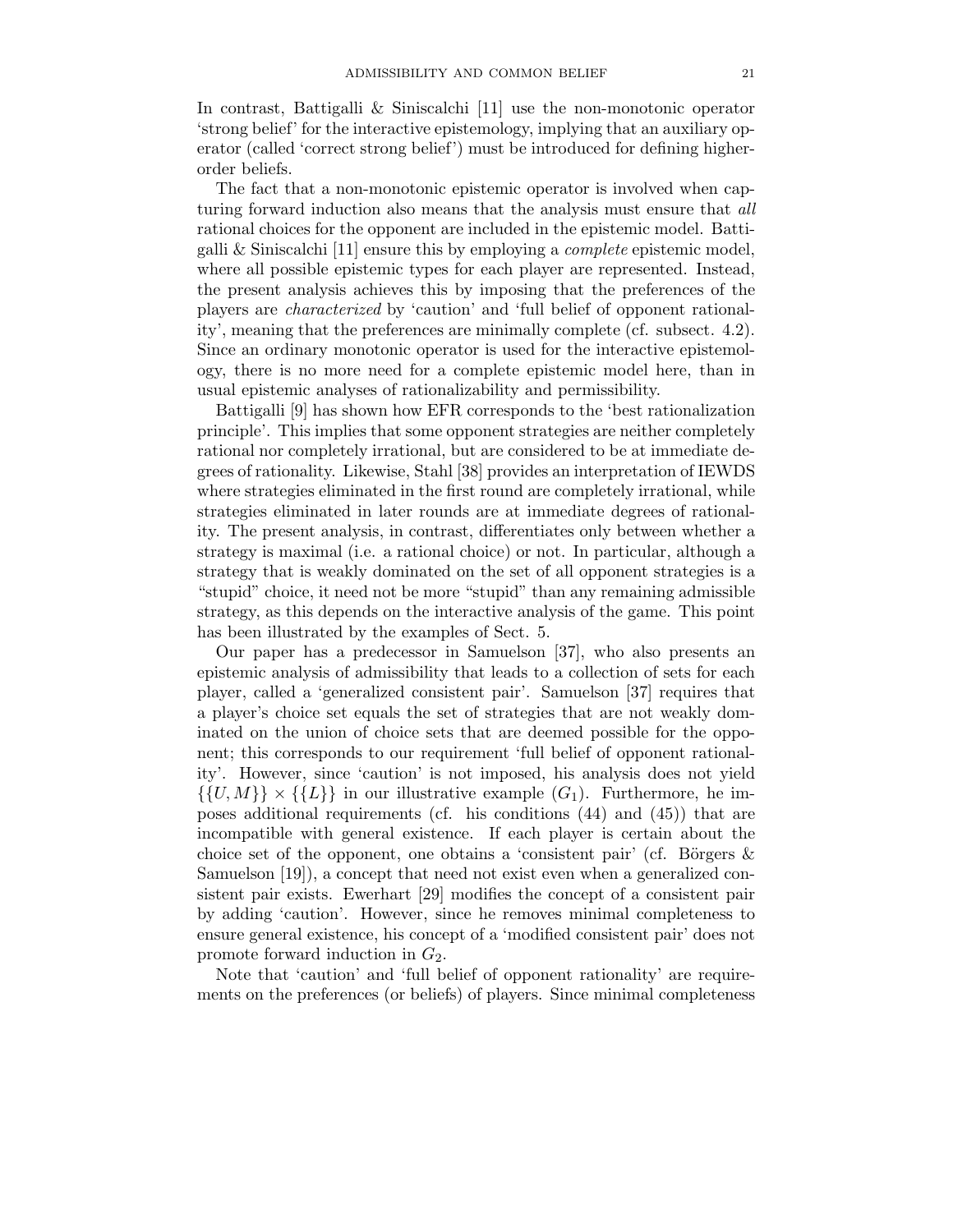In contrast, Battigalli & Siniscalchi [11] use the non-monotonic operator 'strong belief' for the interactive epistemology, implying that an auxiliary operator (called 'correct strong belief') must be introduced for defining higher-order beliefs.

The fact that a non-monotonic epistemic operator is involved when capturing forward induction also means that the analysis must ensure that *all* rational choices for the opponent are included in the epistemic model. Battigalli & Siniscalchi [11] ensure this by employing a *complete* epistemic model, where all possible epistemic types for each player are represented. Instead, the present analysis achieves this by imposing that the preferences of the players are *characterized* by 'caution' and 'full belief of opponent rationality', meaning that the preferences are minimally complete (cf. subsect. 4.2). Since an ordinary monotonic operator is used for the interactive epistemology, there is no more need for a complete epistemic model here, than in usual epistemic analyses of rationalizability and permissibility.

Battigalli [9] has shown how EFR corresponds to the 'best rationalization principle'. This implies that some opponent strategies are neither completely rational nor completely irrational, but are considered to be at immediate degrees of rationality. Likewise, Stahl [38] provides an interpretation of IEWDS where strategies eliminated in the first round are completely irrational, while strategies eliminated in later rounds are at immediate degrees of rationality. The present analysis, in contrast, differentiates only between whether a strategy is maximal (i.e. a rational choice) or not. In particular, although a strategy that is weakly dominated on the set of all opponent strategies is a "stupid" choice, it need not be more "stupid" than any remaining admissible strategy, as this depends on the interactive analysis of the game. This point has been illustrated by the examples of Sect. 5.

Our paper has a predecessor in Samuelson [37], who also presents an epistemic analysis of admissibility that leads to a collection of sets for each player, called a 'generalized consistent pair'. Samuelson [37] requires that a player's choice set equals the set of strategies that are not weakly dominated on the union of choice sets that are deemed possible for the opponent; this corresponds to our requirement 'full belief of opponent rationality'. However, since 'caution' is not imposed, his analysis does not yield $\{\{U, M\}\} \times \{\{L\}\}$ in our illustrative example ($G_1$). Furthermore, he imposes additional requirements (cf. his conditions (44) and (45)) that are incompatible with general existence. If each player is certain about the choice set of the opponent, one obtains a 'consistent pair' (cf. Börgers & Samuelson [19]), a concept that need not exist even when a generalized consistent pair exists. Ewerhart [29] modifies the concept of a consistent pair by adding 'caution'. However, since he removes minimal completeness to ensure general existence, his concept of a 'modified consistent pair' does not promote forward induction in $G_2$.

Note that 'caution' and 'full belief of opponent rationality' are requirements on the preferences (or beliefs) of players. Since minimal completeness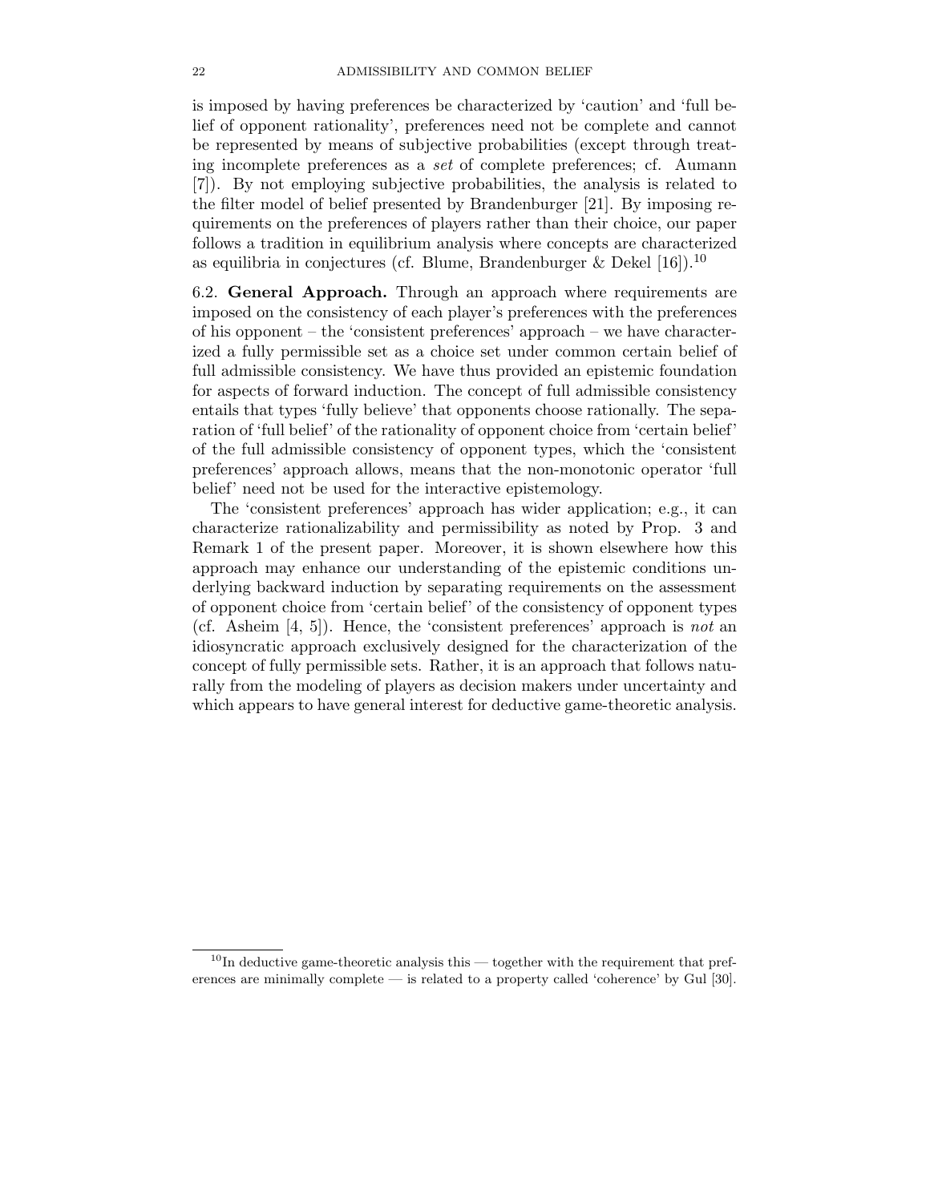is imposed by having preferences be characterized by 'caution' and 'full belief of opponent rationality', preferences need not be complete and cannot be represented by means of subjective probabilities (except through treating incomplete preferences as a *set* of complete preferences; cf. Aumann [7]). By not employing subjective probabilities, the analysis is related to the filter model of belief presented by Brandenburger [21]. By imposing requirements on the preferences of players rather than their choice, our paper follows a tradition in equilibrium analysis where concepts are characterized as equilibria in conjectures (cf. Blume, Brandenburger & Dekel [16]).[10]

6.2. **General Approach.** Through an approach where requirements are imposed on the consistency of each player's preferences with the preferences of his opponent – the 'consistent preferences' approach – we have characterized a fully permissible set as a choice set under common certain belief of full admissible consistency. We have thus provided an epistemic foundation for aspects of forward induction. The concept of full admissible consistency entails that types 'fully believe' that opponents choose rationally. The separation of 'full belief' of the rationality of opponent choice from 'certain belief' of the full admissible consistency of opponent types, which the 'consistent preferences' approach allows, means that the non-monotonic operator 'full belief' need not be used for the interactive epistemology.

The 'consistent preferences' approach has wider application; e.g., it can characterize rationalizability and permissibility as noted by Prop. 3 and Remark 1 of the present paper. Moreover, it is shown elsewhere how this approach may enhance our understanding of the epistemic conditions underlying backward induction by separating requirements on the assessment of opponent choice from 'certain belief' of the consistency of opponent types (cf. Asheim [4, 5]). Hence, the 'consistent preferences' approach is *not* an idiosyncratic approach exclusively designed for the characterization of the concept of fully permissible sets. Rather, it is an approach that follows naturally from the modeling of players as decision makers under uncertainty and which appears to have general interest for deductive game-theoretic analysis.

[10] In deductive game-theoretic analysis this — together with the requirement that preferences are minimally complete — is related to a property called 'coherence' by Gul [30].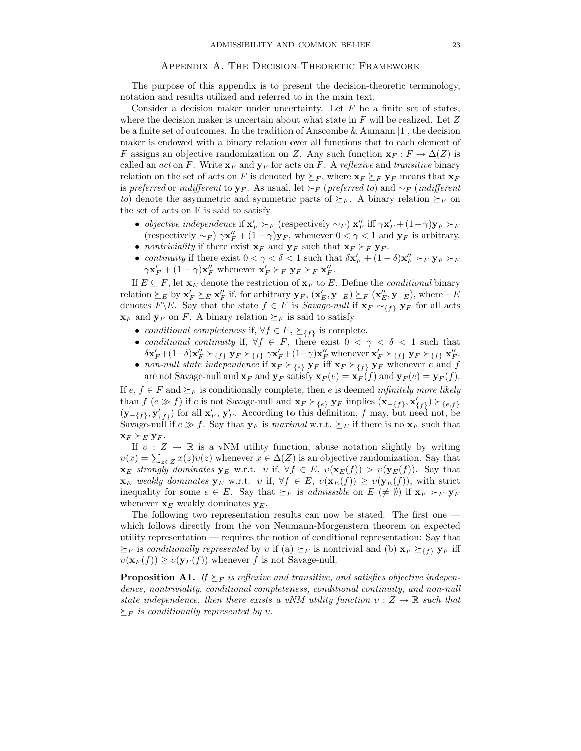## Appendix A. The Decision-Theoretic Framework

The purpose of this appendix is to present the decision-theoretic terminology, notation and results utilized and referred to in the main text.

Consider a decision maker under uncertainty. Let $F$ be a finite set of states, where the decision maker is uncertain about what state in $F$ will be realized. Let $Z$ be a finite set of outcomes. In the tradition of Anscombe & Aumann [1], the decision maker is endowed with a binary relation over all functions that to each element of $F$ assigns an objective randomization on $Z$. Any such function $\mathbf{x}_F : F \to \Delta(Z)$ is called an *act* on $F$. Write $\mathbf{x}_F$ and $\mathbf{y}_F$ for acts on $F$. A *reflexive* and *transitive* binary relation on the set of acts on $F$ is denoted by $\succeq_F$, where $\mathbf{x}_F \succeq_F \mathbf{y}_F$ means that $\mathbf{x}_F$ is *preferred* or *indifferent* to $\mathbf{y}_F$. As usual, let $\succ_F$ (*preferred to*) and $\sim_F$ (*indifferent to*) denote the asymmetric and symmetric parts of $\succeq_F$. A binary relation $\succeq_F$ on the set of acts on F is said to satisfy

- *objective independence* if $\mathbf{x}'_F \succ_F$ (respectively $\sim_F$) $\mathbf{x}''_F$ iff $\gamma\mathbf{x}'_F + (1-\gamma)\mathbf{y}_F \succ_F$ (respectively $\sim_F$) $\gamma\mathbf{x}''_F + (1-\gamma)\mathbf{y}_F$, whenever $0 < \gamma < 1$ and $\mathbf{y}_F$ is arbitrary.
- *nontriviality* if there exist $\mathbf{x}_F$ and $\mathbf{y}_F$ such that $\mathbf{x}_F \succ_F \mathbf{y}_F$.
- *continuity* if there exist $0 < \gamma < \delta < 1$ such that $\delta\mathbf{x}'_F + (1-\delta)\mathbf{x}''_F \succ_F \mathbf{y}_F \succ_F \gamma\mathbf{x}'_F + (1-\gamma)\mathbf{x}''_F$ whenever $\mathbf{x}'_F \succ_F \mathbf{y}_F \succ_F \mathbf{x}''_F$.

If $E \subseteq F$, let $\mathbf{x}_E$ denote the restriction of $\mathbf{x}_F$ to $E$. Define the *conditional* binary relation $\succeq_E$ by $\mathbf{x}'_F \succeq_E \mathbf{x}''_F$ if, for arbitrary $\mathbf{y}_F$, $(\mathbf{x}'_E, \mathbf{y}_{-E}) \succeq_F (\mathbf{x}''_E, \mathbf{y}_{-E})$, where $-E$ denotes $F\backslash E$. Say that the state $f \in F$ is *Savage-null* if $\mathbf{x}_F \sim_{\{f\}} \mathbf{y}_F$ for all acts $\mathbf{x}_F$ and $\mathbf{y}_F$ on $F$. A binary relation $\succeq_F$ is said to satisfy

- *conditional completeness* if, $\forall f \in F$, $\succeq_{\{f\}}$ is complete.
- *conditional continuity* if, $\forall f \in F$, there exist $0 < \gamma < \delta < 1$ such that $\delta\mathbf{x}'_F + (1-\delta)\mathbf{x}''_F \succ_{\{f\}} \mathbf{y}_F \succ_{\{f\}} \gamma\mathbf{x}'_F + (1-\gamma)\mathbf{x}''_F$ whenever $\mathbf{x}'_F \succ_{\{f\}} \mathbf{y}_F \succ_{\{f\}} \mathbf{x}''_F$.
- *non-null state independence* if $\mathbf{x}_F \succ_{\{e\}} \mathbf{y}_F$ iff $\mathbf{x}_F \succ_{\{f\}} \mathbf{y}_F$ whenever $e$ and $f$ are not Savage-null and $\mathbf{x}_F$ and $\mathbf{y}_F$ satisfy $\mathbf{x}_F(e) = \mathbf{x}_F(f)$ and $\mathbf{y}_F(e) = \mathbf{y}_F(f)$.

If $e$, $f \in F$ and $\succeq_F$ is conditionally complete, then $e$ is deemed *infinitely more likely* than $f$ ($e \gg f$) if $e$ is not Savage-null and $\mathbf{x}_F \succ_{\{e\}} \mathbf{y}_F$ implies $(\mathbf{x}_{-\{f\}}, \mathbf{x}'_{\{f\}}) \succ_{\{e,f\}} (\mathbf{y}_{-\{f\}}, \mathbf{y}'_{\{f\}})$ for all $\mathbf{x}'_F$, $\mathbf{y}'_F$. According to this definition, $f$ may, but need not, be Savage-null if $e \gg f$. Say that $\mathbf{y}_F$ is *maximal* w.r.t. $\succeq_E$ if there is no $\mathbf{x}_F$ such that $\mathbf{x}_F \succ_E \mathbf{y}_F$.

If $\upsilon : Z \to \mathbb{R}$ is a vNM utility function, abuse notation slightly by writing $\upsilon(x) = \sum_{z\in Z} x(z)\upsilon(z)$ whenever $x \in \Delta(Z)$ is an objective randomization. Say that $\mathbf{x}_E$ *strongly dominates* $\mathbf{y}_E$ w.r.t. $\upsilon$ if, $\forall f \in E$, $\upsilon(\mathbf{x}_E(f)) > \upsilon(\mathbf{y}_E(f))$. Say that $\mathbf{x}_E$ *weakly dominates* $\mathbf{y}_E$ w.r.t. $\upsilon$ if, $\forall f \in E$, $\upsilon(\mathbf{x}_E(f)) \geq \upsilon(\mathbf{y}_E(f))$, with strict inequality for some $e \in E$. Say that $\succeq_F$ is *admissible* on $E$ ($\neq \emptyset$) if $\mathbf{x}_F \succ_F \mathbf{y}_F$ whenever $\mathbf{x}_E$ weakly dominates $\mathbf{y}_E$.

The following two representation results can now be stated. The first one — which follows directly from the von Neumann-Morgenstern theorem on expected utility representation — requires the notion of conditional representation: Say that $\succeq_F$ is *conditionally represented* by $\upsilon$ if (a) $\succeq_F$ is nontrivial and (b) $\mathbf{x}_F \succeq_{\{f\}} \mathbf{y}_F$ iff $\upsilon(\mathbf{x}_F(f)) \geq \upsilon(\mathbf{y}_F(f))$ whenever $f$ is not Savage-null.

**Proposition A1.** *If $\succeq_F$ is reflexive and transitive, and satisfies objective independence, nontriviality, conditional completeness, conditional continuity, and non-null state independence, then there exists a vNM utility function $\upsilon : Z \to \mathbb{R}$ such that $\succeq_F$ is conditionally represented by $\upsilon$.*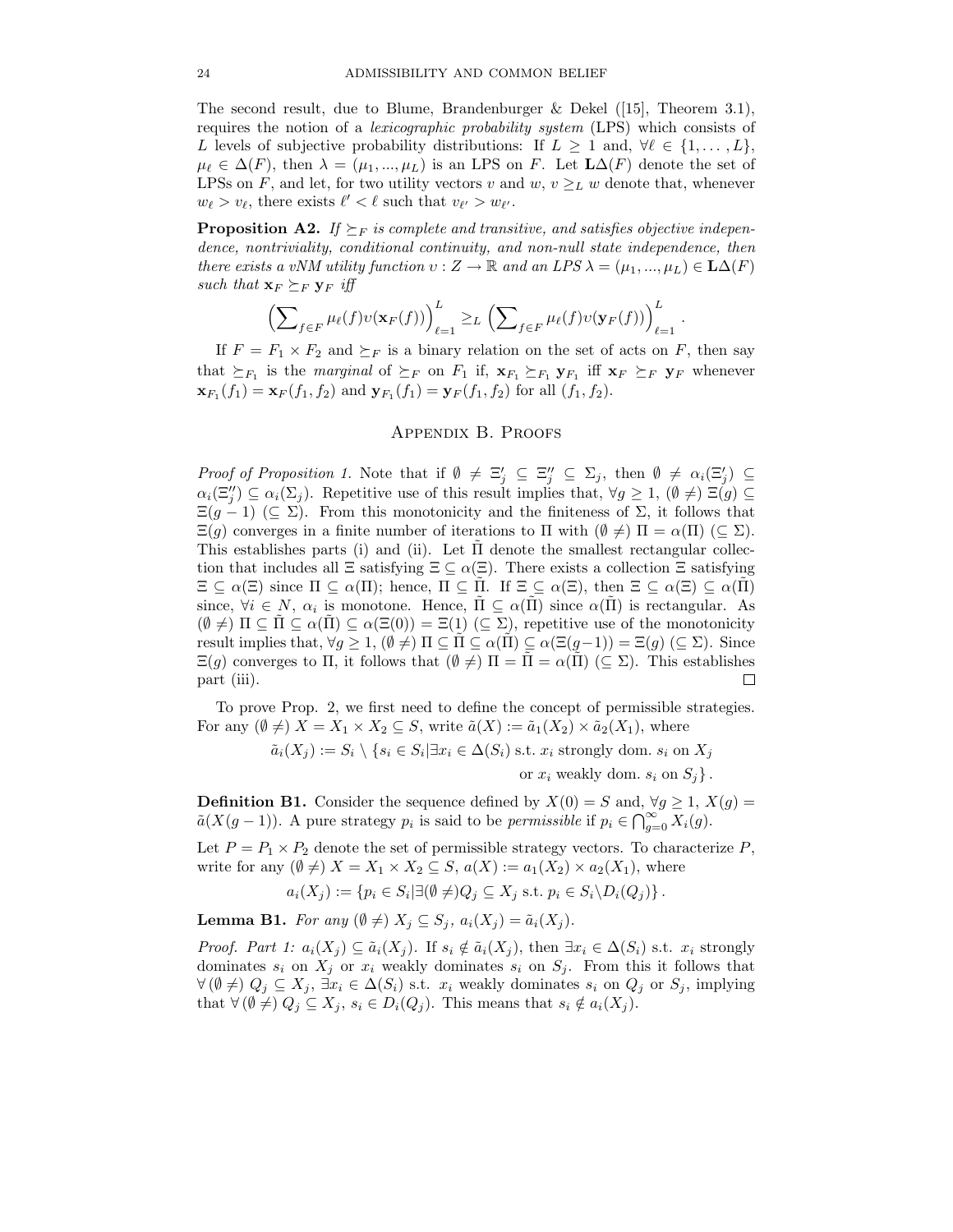The second result, due to Blume, Brandenburger & Dekel ([15], Theorem 3.1), requires the notion of a *lexicographic probability system* (LPS) which consists of $L$ levels of subjective probability distributions: If $L \geq 1$ and, $\forall \ell \in \{1, \ldots, L\}$, $\mu_\ell \in \Delta(F)$, then $\lambda = (\mu_1, ..., \mu_L)$ is an LPS on $F$. Let $\mathbf{L}\Delta(F)$ denote the set of LPSs on $F$, and let, for two utility vectors $v$ and $w$, $v \geq_L w$ denote that, whenever $w_\ell > v_\ell$, there exists $\ell' < \ell$ such that $v_{\ell'} > w_{\ell'}$.

**Proposition A2.** *If $\succeq_F$ is complete and transitive, and satisfies objective independence, nontriviality, conditional continuity, and non-null state independence, then there exists a vNM utility function $\upsilon : Z \to \mathbb{R}$ and an LPS $\lambda = (\mu_1, ..., \mu_L) \in \mathbf{L}\Delta(F)$ such that $\mathbf{x}_F \succeq_F \mathbf{y}_F$ iff*

$$\left(\sum\nolimits_{f \in F} \mu_\ell(f)\upsilon(\mathbf{x}_F(f))\right)_{\ell=1}^{L} \geq_L \left(\sum\nolimits_{f \in F} \mu_\ell(f)\upsilon(\mathbf{y}_F(f))\right)_{\ell=1}^{L}.$$

If $F = F_1 \times F_2$ and $\succeq_F$ is a binary relation on the set of acts on $F$, then say that $\succeq_{F_1}$ is the *marginal* of $\succeq_F$ on $F_1$ if, $\mathbf{x}_{F_1} \succeq_{F_1} \mathbf{y}_{F_1}$ iff $\mathbf{x}_F \succeq_F \mathbf{y}_F$ whenever $\mathbf{x}_{F_1}(f_1) = \mathbf{x}_F(f_1, f_2)$ and $\mathbf{y}_{F_1}(f_1) = \mathbf{y}_F(f_1, f_2)$ for all $(f_1, f_2)$.

## Appendix B. Proofs

*Proof of Proposition 1.* Note that if $\emptyset \neq \Xi'_j \subseteq \Xi''_j \subseteq \Sigma_j$, then $\emptyset \neq \alpha_i(\Xi'_j) \subseteq \alpha_i(\Xi''_j) \subseteq \alpha_i(\Sigma_j)$. Repetitive use of this result implies that, $\forall g \geq 1$, $(\emptyset \neq)\ \Xi(g) \subseteq \Xi(g-1)\ (\subseteq \Sigma)$. From this monotonicity and the finiteness of $\Sigma$, it follows that $\Xi(g)$ converges in a finite number of iterations to $\Pi$ with $(\emptyset \neq)\ \Pi = \alpha(\Pi)\ (\subseteq \Sigma)$. This establishes parts (i) and (ii). Let $\tilde{\Pi}$ denote the smallest rectangular collection that includes all $\Xi$ satisfying $\Xi \subseteq \alpha(\Xi)$. There exists a collection $\Xi$ satisfying $\Xi \subseteq \alpha(\Xi)$ since $\Pi \subseteq \alpha(\Pi)$; hence, $\Pi \subseteq \tilde{\Pi}$. If $\Xi \subseteq \alpha(\Xi)$, then $\Xi \subseteq \alpha(\Xi) \subseteq \alpha(\tilde{\Pi})$ since, $\forall i \in N$, $\alpha_i$ is monotone. Hence, $\tilde{\Pi} \subseteq \alpha(\tilde{\Pi})$ since $\alpha(\tilde{\Pi})$ is rectangular. As $(\emptyset \neq)\ \Pi \subseteq \tilde{\Pi} \subseteq \alpha(\tilde{\Pi}) \subseteq \alpha(\Xi(0)) = \Xi(1)\ (\subseteq \Sigma)$, repetitive use of the monotonicity result implies that, $\forall g \geq 1$, $(\emptyset \neq)\ \Pi \subseteq \tilde{\Pi} \subseteq \alpha(\tilde{\Pi}) \subseteq \alpha(\Xi(g-1)) = \Xi(g)\ (\subseteq \Sigma)$. Since $\Xi(g)$ converges to $\Pi$, it follows that $(\emptyset \neq)\ \Pi = \tilde{\Pi} = \alpha(\tilde{\Pi})\ (\subseteq \Sigma)$. This establishes part (iii). $\square$

To prove Prop. 2, we first need to define the concept of permissible strategies. For any $(\emptyset \neq)\ X = X_1 \times X_2 \subseteq S$, write $\tilde{a}(X) := \tilde{a}_1(X_2) \times \tilde{a}_2(X_1)$, where

$$\tilde{a}_i(X_j) := S_i \setminus \{s_i \in S_i | \exists x_i \in \Delta(S_i) \text{ s.t. } x_i \text{ strongly dom. } s_i \text{ on } X_j \text{ or } x_i \text{ weakly dom. } s_i \text{ on } S_j\}.$$

**Definition B1.** Consider the sequence defined by $X(0) = S$ and, $\forall g \geq 1$, $X(g) = \tilde{a}(X(g-1))$. A pure strategy $p_i$ is said to be *permissible* if $p_i \in \bigcap_{g=0}^{\infty} X_i(g)$.

Let $P = P_1 \times P_2$ denote the set of permissible strategy vectors. To characterize $P$, write for any $(\emptyset \neq)\ X = X_1 \times X_2 \subseteq S$, $a(X) := a_1(X_2) \times a_2(X_1)$, where

$$a_i(X_j) := \{p_i \in S_i | \exists (\emptyset \neq) Q_j \subseteq X_j \text{ s.t. } p_i \in S_i \backslash D_i(Q_j)\}.$$

**Lemma B1.** *For any $(\emptyset \neq)\ X_j \subseteq S_j$, $a_i(X_j) = \tilde{a}_i(X_j)$.*

*Proof. Part 1:* $a_i(X_j) \subseteq \tilde{a}_i(X_j)$. If $s_i \notin \tilde{a}_i(X_j)$, then $\exists x_i \in \Delta(S_i)$ s.t. $x_i$ strongly dominates $s_i$ on $X_j$ or $x_i$ weakly dominates $s_i$ on $S_j$. From this it follows that $\forall (\emptyset \neq)\ Q_j \subseteq X_j$, $\exists x_i \in \Delta(S_i)$ s.t. $x_i$ weakly dominates $s_i$ on $Q_j$ or $S_j$, implying that $\forall (\emptyset \neq)\ Q_j \subseteq X_j$, $s_i \in D_i(Q_j)$. This means that $s_i \notin a_i(X_j)$.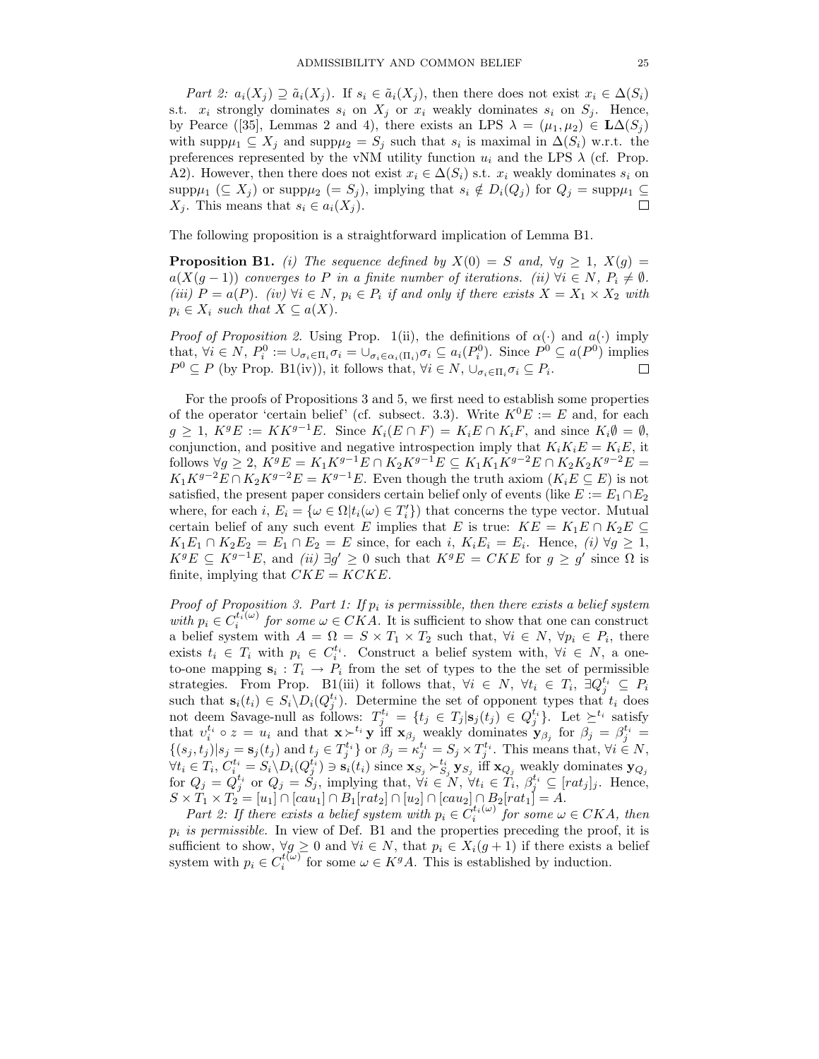*Part 2:* $a_i(X_j) \supseteq \tilde{a}_i(X_j)$. If $s_i \in \tilde{a}_i(X_j)$, then there does not exist $x_i \in \Delta(S_i)$ s.t. $x_i$ strongly dominates $s_i$ on $X_j$ or $x_i$ weakly dominates $s_i$ on $S_j$. Hence, by Pearce ([35], Lemmas 2 and 4), there exists an LPS $\lambda = (\mu_1, \mu_2) \in \mathbf{L}\Delta(S_j)$ with $\text{supp}\mu_1 \subseteq X_j$ and $\text{supp}\mu_2 = S_j$ such that $s_i$ is maximal in $\Delta(S_i)$ w.r.t. the preferences represented by the vNM utility function $u_i$ and the LPS $\lambda$ (cf. Prop. A2). However, then there does not exist $x_i \in \Delta(S_i)$ s.t. $x_i$ weakly dominates $s_i$ on $\text{supp}\mu_1$ ($\subseteq X_j$) or $\text{supp}\mu_2$ ($= S_j$), implying that $s_i \notin D_i(Q_j)$ for $Q_j = \text{supp}\mu_1 \subseteq X_j$. This means that $s_i \in a_i(X_j)$. □

The following proposition is a straightforward implication of Lemma B1.

**Proposition B1.** *(i) The sequence defined by $X(0) = S$ and, $\forall g \geq 1$, $X(g) = a(X(g-1))$ converges to $P$ in a finite number of iterations. (ii) $\forall i \in N$, $P_i \neq \emptyset$. (iii) $P = a(P)$. (iv) $\forall i \in N$, $p_i \in P_i$ if and only if there exists $X = X_1 \times X_2$ with $p_i \in X_i$ such that $X \subseteq a(X)$.*

*Proof of Proposition 2.* Using Prop. 1(ii), the definitions of $\alpha(\cdot)$ and $a(\cdot)$ imply that, $\forall i \in N$, $P_i^0 := \cup_{\sigma_i \in \Pi_i} \sigma_i = \cup_{\sigma_i \in \alpha_i(\Pi_i)} \sigma_i \subseteq a_i(P_i^0)$. Since $P^0 \subseteq a(P^0)$ implies $P^0 \subseteq P$ (by Prop. B1(iv)), it follows that, $\forall i \in N$, $\cup_{\sigma_i \in \Pi_i} \sigma_i \subseteq P_i$. □

For the proofs of Propositions 3 and 5, we first need to establish some properties of the operator 'certain belief' (cf. subsect. 3.3). Write $K^0 E := E$ and, for each $g \geq 1$, $K^g E := KK^{g-1}E$. Since $K_i(E \cap F) = K_i E \cap K_i F$, and since $K_i \emptyset = \emptyset$, conjunction, and positive and negative introspection imply that $K_i K_i E = K_i E$, it follows $\forall g \geq 2$, $K^g E = K_1 K^{g-1} E \cap K_2 K^{g-1} E \subseteq K_1 K_1 K^{g-2} E \cap K_2 K_2 K^{g-2} E = K_1 K^{g-2} E \cap K_2 K^{g-2} E = K^{g-1} E$. Even though the truth axiom ($K_i E \subseteq E$) is not satisfied, the present paper considers certain belief only of events (like $E := E_1 \cap E_2$ where, for each $i$, $E_i = \{\omega \in \Omega | t_i(\omega) \in T_i'\}$) that concerns the type vector. Mutual certain belief of any such event $E$ implies that $E$ is true: $KE = K_1 E \cap K_2 E \subseteq K_1 E_1 \cap K_2 E_2 = E_1 \cap E_2 = E$ since, for each $i$, $K_i E_i = E_i$. Hence, *(i)* $\forall g \geq 1$, $K^g E \subseteq K^{g-1} E$, and *(ii)* $\exists g' \geq 0$ such that $K^g E = CKE$ for $g \geq g'$ since $\Omega$ is finite, implying that $CKE = KCKE$.

*Proof of Proposition 3. Part 1: If $p_i$ is permissible, then there exists a belief system with $p_i \in C_i^{t_i(\omega)}$ for some $\omega \in CKA$.* It is sufficient to show that one can construct a belief system with $A = \Omega = S \times T_1 \times T_2$ such that, $\forall i \in N$, $\forall p_i \in P_i$, there exists $t_i \in T_i$ with $p_i \in C_i^{t_i}$. Construct a belief system with, $\forall i \in N$, a one-to-one mapping $\mathbf{s}_i : T_i \to P_i$ from the set of types to the the set of permissible strategies. From Prop. B1(iii) it follows that, $\forall i \in N$, $\forall t_i \in T_i$, $\exists Q_j^{t_i} \subseteq P_i$ such that $\mathbf{s}_i(t_i) \in S_i \backslash D_i(Q_j^{t_i})$. Determine the set of opponent types that $t_i$ does not deem Savage-null as follows: $T_j^{t_i} = \{t_j \in T_j | \mathbf{s}_j(t_j) \in Q_j^{t_i}\}$. Let $\succeq^{t_i}$ satisfy that $v_i^{t_i} \circ z = u_i$ and that $\mathbf{x} \succ^{t_i} \mathbf{y}$ iff $\mathbf{x}_{\beta_j}$ weakly dominates $\mathbf{y}_{\beta_j}$ for $\beta_j = \beta_j^{t_i} = \{(s_j, t_j) | s_j = \mathbf{s}_j(t_j) \text{ and } t_j \in T_j^{t_i}\}$ or $\beta_j = \kappa_j^{t_i} = S_j \times T_j^{t_i}$. This means that, $\forall i \in N$, $\forall t_i \in T_i$, $C_i^{t_i} = S_i \backslash D_i(Q_j^{t_i}) \ni \mathbf{s}_i(t_i)$ since $\mathbf{x}_{S_j} \succ_{S_j}^{t_i} \mathbf{y}_{S_j}$ iff $\mathbf{x}_{Q_j}$ weakly dominates $\mathbf{y}_{Q_j}$ for $Q_j = Q_j^{t_i}$ or $Q_j = S_j$, implying that, $\forall i \in N$, $\forall t_i \in T_i$, $\beta_j^{t_i} \subseteq [rat_j]_j$. Hence, $S \times T_1 \times T_2 = [u_1] \cap [cau_1] \cap B_1[rat_2] \cap [u_2] \cap [cau_2] \cap B_2[rat_1] = A$.

*Part 2: If there exists a belief system with $p_i \in C_i^{t_i(\omega)}$ for some $\omega \in CKA$, then $p_i$ is permissible.* In view of Def. B1 and the properties preceding the proof, it is sufficient to show, $\forall g \geq 0$ and $\forall i \in N$, that $p_i \in X_i(g+1)$ if there exists a belief system with $p_i \in C_i^{t(\omega)}$ for some $\omega \in K^g A$. This is established by induction.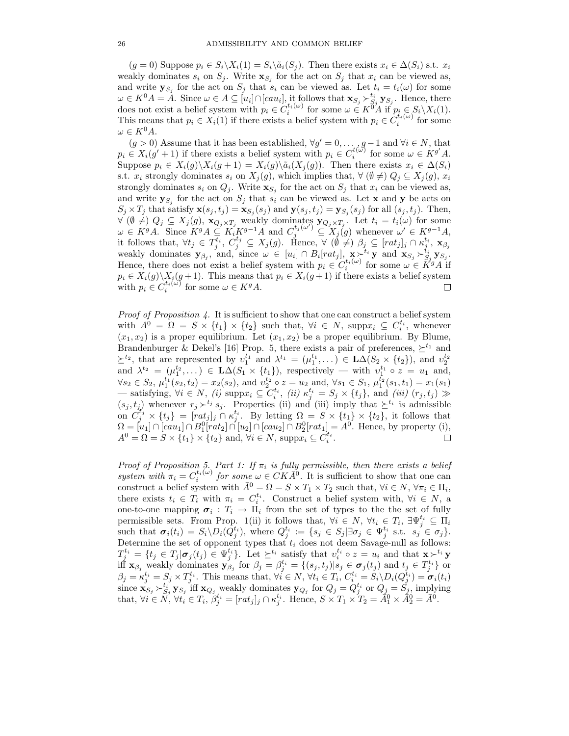($g = 0$) Suppose $p_i \in S_i \backslash X_i(1) = S_i \backslash \tilde{a}_i(S_j)$. Then there exists $x_i \in \Delta(S_i)$ s.t. $x_i$ weakly dominates $s_i$ on $S_j$. Write $\mathbf{x}_{S_j}$ for the act on $S_j$ that $x_i$ can be viewed as, and write $\mathbf{y}_{S_j}$ for the act on $S_j$ that $s_i$ can be viewed as. Let $t_i = t_i(\omega)$ for some $\omega \in K^0 A = A$. Since $\omega \in A \subseteq [u_i] \cap [cau_i]$, it follows that $\mathbf{x}_{S_j} \succ^{t_i}_{S_j} \mathbf{y}_{S_j}$. Hence, there does not exist a belief system with $p_i \in C_i^{t_i(\omega)}$ for some $\omega \in K^0 A$ if $p_i \in S_i \backslash X_i(1)$. This means that $p_i \in X_i(1)$ if there exists a belief system with $p_i \in C_i^{t_i(\omega)}$ for some $\omega \in K^0 A$.

($g > 0$) Assume that it has been established, $\forall g' = 0, \dots, g-1$ and $\forall i \in N$, that $p_i \in X_i(g'+1)$ if there exists a belief system with $p_i \in C_i^{t(\omega)}$ for some $\omega \in K^{g'} A$. Suppose $p_i \in X_i(g) \backslash X_i(g+1) = X_i(g) \backslash \tilde{a}_i(X_j(g))$. Then there exists $x_i \in \Delta(S_i)$ s.t. $x_i$ strongly dominates $s_i$ on $X_j(g)$, which implies that, $\forall$ $(\emptyset \neq)$ $Q_j \subseteq X_j(g)$, $x_i$ strongly dominates $s_i$ on $Q_j$. Write $\mathbf{x}_{S_j}$ for the act on $S_j$ that $x_i$ can be viewed as, and write $\mathbf{y}_{S_j}$ for the act on $S_j$ that $s_i$ can be viewed as. Let $\mathbf{x}$ and $\mathbf{y}$ be acts on $S_j \times T_j$ that satisfy $\mathbf{x}(s_j, t_j) = \mathbf{x}_{S_j}(s_j)$ and $\mathbf{y}(s_j, t_j) = \mathbf{y}_{S_j}(s_j)$ for all $(s_j, t_j)$. Then, $\forall$ $(\emptyset \neq)$ $Q_j \subseteq X_j(g)$, $\mathbf{x}_{Q_j \times T_j}$ weakly dominates $\mathbf{y}_{Q_j \times T_j}$. Let $t_i = t_i(\omega)$ for some $\omega \in K^g A$. Since $K^g A \subseteq K_i K^{g-1} A$ and $C_j^{t_j(\omega')} \subseteq X_j(g)$ whenever $\omega' \in K^{g-1} A$, it follows that, $\forall t_j \in T_j^{t_i}$, $C_j^{t_j} \subseteq X_j(g)$. Hence, $\forall$ $(\emptyset \neq)$ $\beta_j \subseteq [rat_j]_j \cap \kappa_j^{t_i}$, $\mathbf{x}_{\beta_j}$ weakly dominates $\mathbf{y}_{\beta_j}$, and, since $\omega \in [u_i] \cap B_i[rat_j]$, $\mathbf{x} \succ^{t_i} \mathbf{y}$ and $\mathbf{x}_{S_j} \succ^{t_i}_{S_j} \mathbf{y}_{S_j}$. Hence, there does not exist a belief system with $p_i \in C_i^{t_i(\omega)}$ for some $\omega \in K^g A$ if $p_i \in X_i(g) \backslash X_i(g+1)$. This means that $p_i \in X_i(g+1)$ if there exists a belief system with $p_i \in C_i^{t_i(\omega)}$ for some $\omega \in K^g A$. $\square$

*Proof of Proposition 4.* It is sufficient to show that one can construct a belief system with $A^0 = \Omega = S \times \{t_1\} \times \{t_2\}$ such that, $\forall i \in N$, $\text{supp} x_i \subseteq C_i^{t_i}$, whenever $(x_1, x_2)$ is a proper equilibrium. Let $(x_1, x_2)$ be a proper equilibrium. By Blume, Brandenburger & Dekel's [16] Prop. 5, there exists a pair of preferences, $\succeq^{t_1}$ and $\succeq^{t_2}$, that are represented by $v_1^{t_1}$ and $\lambda^{t_1} = (\mu_1^{t_1}, \dots) \in \mathbf{L}\Delta(S_2 \times \{t_2\})$, and $v_2^{t_2}$ and $\lambda^{t_2} = (\mu_1^{t_2}, \dots) \in \mathbf{L}\Delta(S_1 \times \{t_1\})$, respectively — with $v_1^{t_1} \circ z = u_1$ and, $\forall s_2 \in S_2$, $\mu_1^{t_1}(s_2, t_2) = x_2(s_2)$, and $v_2^{t_2} \circ z = u_2$ and, $\forall s_1 \in S_1$, $\mu_1^{t_2}(s_1, t_1) = x_1(s_1)$ — satisfying, $\forall i \in N$, *(i)* $\text{supp} x_i \subseteq C_i^{t_i}$, *(ii)* $\kappa_j^{t_i} = S_j \times \{t_j\}$, and *(iii)* $(r_j, t_j) \gg (s_j, t_j)$ whenever $r_j \succ^{t_j} s_j$. Properties (ii) and (iii) imply that $\succeq^{t_i}$ is admissible on $C_j^{t_j} \times \{t_j\} = [rat_j]_j \cap \kappa_j^{t_i}$. By letting $\Omega = S \times \{t_1\} \times \{t_2\}$, it follows that $\Omega = [u_1] \cap [cau_1] \cap B_1^0[rat_2] \cap [u_2] \cap [cau_2] \cap B_2^0[rat_1] = A^0$. Hence, by property (i), $A^0 = \Omega = S \times \{t_1\} \times \{t_2\}$ and, $\forall i \in N$, $\text{supp} x_i \subseteq C_i^{t_i}$. $\square$

*Proof of Proposition 5. Part 1: If $\pi_i$ is fully permissible, then there exists a belief system with $\pi_i = C_i^{t_i(\omega)}$ for some $\omega \in CK\bar{A}^0$.* It is sufficient to show that one can construct a belief system with $\bar{A}^0 = \Omega = S \times T_1 \times T_2$ such that, $\forall i \in N$, $\forall \pi_i \in \Pi_i$, there exists $t_i \in T_i$ with $\pi_i = C_i^{t_i}$. Construct a belief system with, $\forall i \in N$, a one-to-one mapping $\boldsymbol{\sigma}_i : T_i \to \Pi_i$ from the set of types to the the set of fully permissible sets. From Prop. 1(ii) it follows that, $\forall i \in N$, $\forall t_i \in T_i$, $\exists \Psi_j^{t_i} \subseteq \Pi_i$ such that $\boldsymbol{\sigma}_i(t_i) = S_i \backslash D_i(Q_j^{t_i})$, where $Q_j^{t_i} := \{s_j \in S_j | \exists \sigma_j \in \Psi_j^{t_i} \text{ s.t. } s_j \in \sigma_j\}$. Determine the set of opponent types that $t_i$ does not deem Savage-null as follows: $T_j^{t_i} = \{t_j \in T_j | \boldsymbol{\sigma}_j(t_j) \in \Psi_j^{t_i}\}$. Let $\succeq^{t_i}$ satisfy that $v_i^{t_i} \circ z = u_i$ and that $\mathbf{x} \succ^{t_i} \mathbf{y}$ iff $\mathbf{x}_{\beta_j}$ weakly dominates $\mathbf{y}_{\beta_j}$ for $\beta_j = \beta_j^{t_i} = \{(s_j, t_j) | s_j \in \boldsymbol{\sigma}_j(t_j) \text{ and } t_j \in T_j^{t_i}\}$ or $\beta_j = \kappa_j^{t_i} = S_j \times T_j^{t_i}$. This means that, $\forall i \in N$, $\forall t_i \in T_i$, $C_i^{t_i} = S_i \backslash D_i(Q_j^{t_i}) = \boldsymbol{\sigma}_i(t_i)$ since $\mathbf{x}_{S_j} \succ^{t_i}_{S_j} \mathbf{y}_{S_j}$ iff $\mathbf{x}_{Q_j}$ weakly dominates $\mathbf{y}_{Q_j}$ for $Q_j = Q_j^{t_i}$ or $Q_j = S_j$, implying that, $\forall i \in N$, $\forall t_i \in T_i$, $\beta_j^{t_i} = [rat_j]_j \cap \kappa_j^{t_i}$. Hence, $S \times T_1 \times T_2 = \bar{A}_1^0 \times \bar{A}_2^0 = \bar{A}^0$.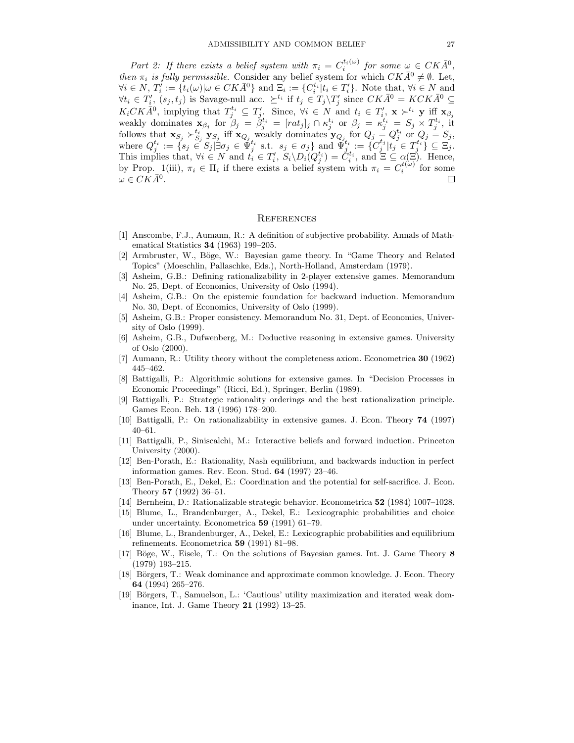*Part 2: If there exists a belief system with $\pi_i = C_i^{t_i(\omega)}$ for some $\omega \in CK\bar{A}^0$, then $\pi_i$ is fully permissible.* Consider any belief system for which $CK\bar{A}^0 \neq \emptyset$. Let, $\forall i \in N$, $T_i' := \{t_i(\omega) | \omega \in CK\bar{A}^0\}$ and $\Xi_i := \{C_i^{t_i} | t_i \in T_i'\}$. Note that, $\forall i \in N$ and $\forall t_i \in T_i'$, $(s_j, t_j)$ is Savage-null acc. $\succeq^{t_i}$ if $t_j \in T_j \backslash T_j'$ since $CK\bar{A}^0 = KCK\bar{A}^0 \subseteq K_i CK\bar{A}^0$, implying that $T_j^{t_i} \subseteq T_j'$. Since, $\forall i \in N$ and $t_i \in T_i'$, $\mathbf{x} \succ^{t_i} \mathbf{y}$ iff $\mathbf{x}_{\beta_j}$ weakly dominates $\mathbf{x}_{\beta_j}$ for $\beta_j = \beta_j^{t_i} = [rat_j]_j \cap \kappa_j^{t_i}$ or $\beta_j = \kappa_j^{t_i} = S_j \times T_j^{t_i}$, it follows that $\mathbf{x}_{S_j} \succ_{S_j}^{t_i} \mathbf{y}_{S_j}$ iff $\mathbf{x}_{Q_j}$ weakly dominates $\mathbf{y}_{Q_j}$ for $Q_j = Q_j^{t_i}$ or $Q_j = S_j$, where $Q_j^{t_i} := \{s_j \in S_j | \exists \sigma_j \in \Psi_j^{t_i} \text{ s.t. } s_j \in \sigma_j\}$ and $\Psi_j^{t_i} := \{C_j^{t_j} | t_j \in T_j^{t_i}\} \subseteq \Xi_j$. This implies that, $\forall i \in N$ and $t_i \in T_i'$, $S_i \backslash D_i(Q_j^{t_i}) = C_i^{t_i}$, and $\Xi \subseteq \alpha(\Xi)$. Hence, by Prop. 1(iii), $\pi_i \in \Pi_i$ if there exists a belief system with $\pi_i = C_i^{t(\omega)}$ for some $\omega \in CK\bar{A}^0$. $\square$

## References

[1] Anscombe, F.J., Aumann, R.: A definition of subjective probability. Annals of Mathematical Statistics **34** (1963) 199–205.

[2] Armbruster, W., Böge, W.: Bayesian game theory. In "Game Theory and Related Topics" (Moeschlin, Pallaschke, Eds.), North-Holland, Amsterdam (1979).

[3] Asheim, G.B.: Defining rationalizability in 2-player extensive games. Memorandum No. 25, Dept. of Economics, University of Oslo (1994).

[4] Asheim, G.B.: On the epistemic foundation for backward induction. Memorandum No. 30, Dept. of Economics, University of Oslo (1999).

[5] Asheim, G.B.: Proper consistency. Memorandum No. 31, Dept. of Economics, University of Oslo (1999).

[6] Asheim, G.B., Dufwenberg, M.: Deductive reasoning in extensive games. University of Oslo (2000).

[7] Aumann, R.: Utility theory without the completeness axiom. Econometrica **30** (1962) 445–462.

[8] Battigalli, P.: Algorithmic solutions for extensive games. In "Decision Processes in Economic Proceedings" (Ricci, Ed.), Springer, Berlin (1989).

[9] Battigalli, P.: Strategic rationality orderings and the best rationalization principle. Games Econ. Beh. **13** (1996) 178–200.

[10] Battigalli, P.: On rationalizability in extensive games. J. Econ. Theory **74** (1997) 40–61.

[11] Battigalli, P., Siniscalchi, M.: Interactive beliefs and forward induction. Princeton University (2000).

[12] Ben-Porath, E.: Rationality, Nash equilibrium, and backwards induction in perfect information games. Rev. Econ. Stud. **64** (1997) 23–46.

[13] Ben-Porath, E., Dekel, E.: Coordination and the potential for self-sacrifice. J. Econ. Theory **57** (1992) 36–51.

[14] Bernheim, D.: Rationalizable strategic behavior. Econometrica **52** (1984) 1007–1028.

[15] Blume, L., Brandenburger, A., Dekel, E.: Lexicographic probabilities and choice under uncertainty. Econometrica **59** (1991) 61–79.

[16] Blume, L., Brandenburger, A., Dekel, E.: Lexicographic probabilities and equilibrium refinements. Econometrica **59** (1991) 81–98.

[17] Böge, W., Eisele, T.: On the solutions of Bayesian games. Int. J. Game Theory **8** (1979) 193–215.

[18] Börgers, T.: Weak dominance and approximate common knowledge. J. Econ. Theory **64** (1994) 265–276.

[19] Börgers, T., Samuelson, L.: 'Cautious' utility maximization and iterated weak dominance, Int. J. Game Theory **21** (1992) 13–25.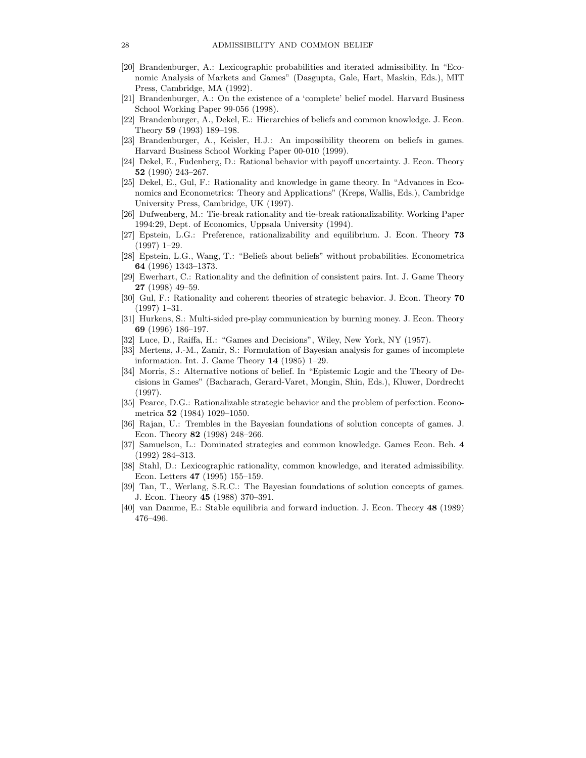[20] Brandenburger, A.: Lexicographic probabilities and iterated admissibility. In "Economic Analysis of Markets and Games" (Dasgupta, Gale, Hart, Maskin, Eds.), MIT Press, Cambridge, MA (1992).

[21] Brandenburger, A.: On the existence of a 'complete' belief model. Harvard Business School Working Paper 99-056 (1998).

[22] Brandenburger, A., Dekel, E.: Hierarchies of beliefs and common knowledge. J. Econ. Theory **59** (1993) 189–198.

[23] Brandenburger, A., Keisler, H.J.: An impossibility theorem on beliefs in games. Harvard Business School Working Paper 00-010 (1999).

[24] Dekel, E., Fudenberg, D.: Rational behavior with payoff uncertainty. J. Econ. Theory **52** (1990) 243–267.

[25] Dekel, E., Gul, F.: Rationality and knowledge in game theory. In "Advances in Economics and Econometrics: Theory and Applications" (Kreps, Wallis, Eds.), Cambridge University Press, Cambridge, UK (1997).

[26] Dufwenberg, M.: Tie-break rationality and tie-break rationalizability. Working Paper 1994:29, Dept. of Economics, Uppsala University (1994).

[27] Epstein, L.G.: Preference, rationalizability and equilibrium. J. Econ. Theory **73** (1997) 1–29.

[28] Epstein, L.G., Wang, T.: "Beliefs about beliefs" without probabilities. Econometrica **64** (1996) 1343–1373.

[29] Ewerhart, C.: Rationality and the definition of consistent pairs. Int. J. Game Theory **27** (1998) 49–59.

[30] Gul, F.: Rationality and coherent theories of strategic behavior. J. Econ. Theory **70** (1997) 1–31.

[31] Hurkens, S.: Multi-sided pre-play communication by burning money. J. Econ. Theory **69** (1996) 186–197.

[32] Luce, D., Raiffa, H.: "Games and Decisions", Wiley, New York, NY (1957).

[33] Mertens, J.-M., Zamir, S.: Formulation of Bayesian analysis for games of incomplete information. Int. J. Game Theory **14** (1985) 1–29.

[34] Morris, S.: Alternative notions of belief. In "Epistemic Logic and the Theory of Decisions in Games" (Bacharach, Gerard-Varet, Mongin, Shin, Eds.), Kluwer, Dordrecht (1997).

[35] Pearce, D.G.: Rationalizable strategic behavior and the problem of perfection. Econometrica **52** (1984) 1029–1050.

[36] Rajan, U.: Trembles in the Bayesian foundations of solution concepts of games. J. Econ. Theory **82** (1998) 248–266.

[37] Samuelson, L.: Dominated strategies and common knowledge. Games Econ. Beh. **4** (1992) 284–313.

[38] Stahl, D.: Lexicographic rationality, common knowledge, and iterated admissibility. Econ. Letters **47** (1995) 155–159.

[39] Tan, T., Werlang, S.R.C.: The Bayesian foundations of solution concepts of games. J. Econ. Theory **45** (1988) 370–391.

[40] van Damme, E.: Stable equilibria and forward induction. J. Econ. Theory **48** (1989) 476–496.